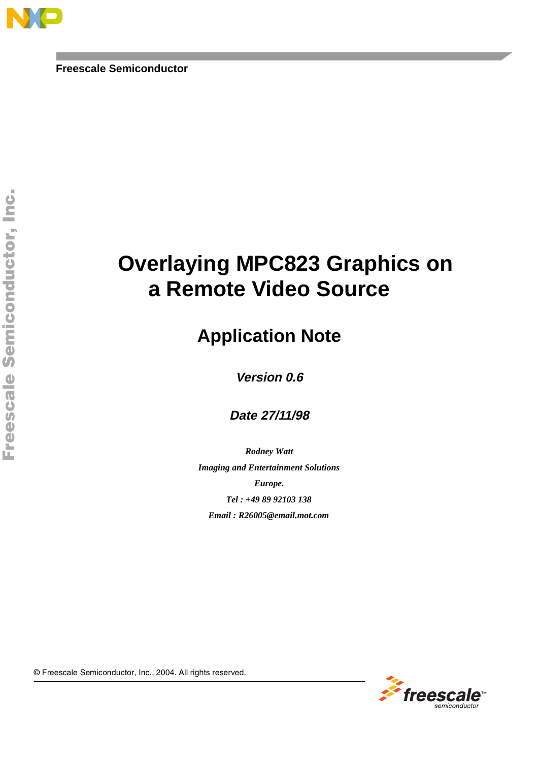Freescale Semiconductor

# Overlaying MPC823 Graphics on a Remote Video Source

## Application Note

***Version 0.6***

***Date 27/11/98***

*Rodney Watt*

*Imaging and Entertainment Solutions*

*Europe.*

*Tel : +49 89 92103 138*

*Email : R26005@email.mot.com*

© Freescale Semiconductor, Inc., 2004. All rights reserved.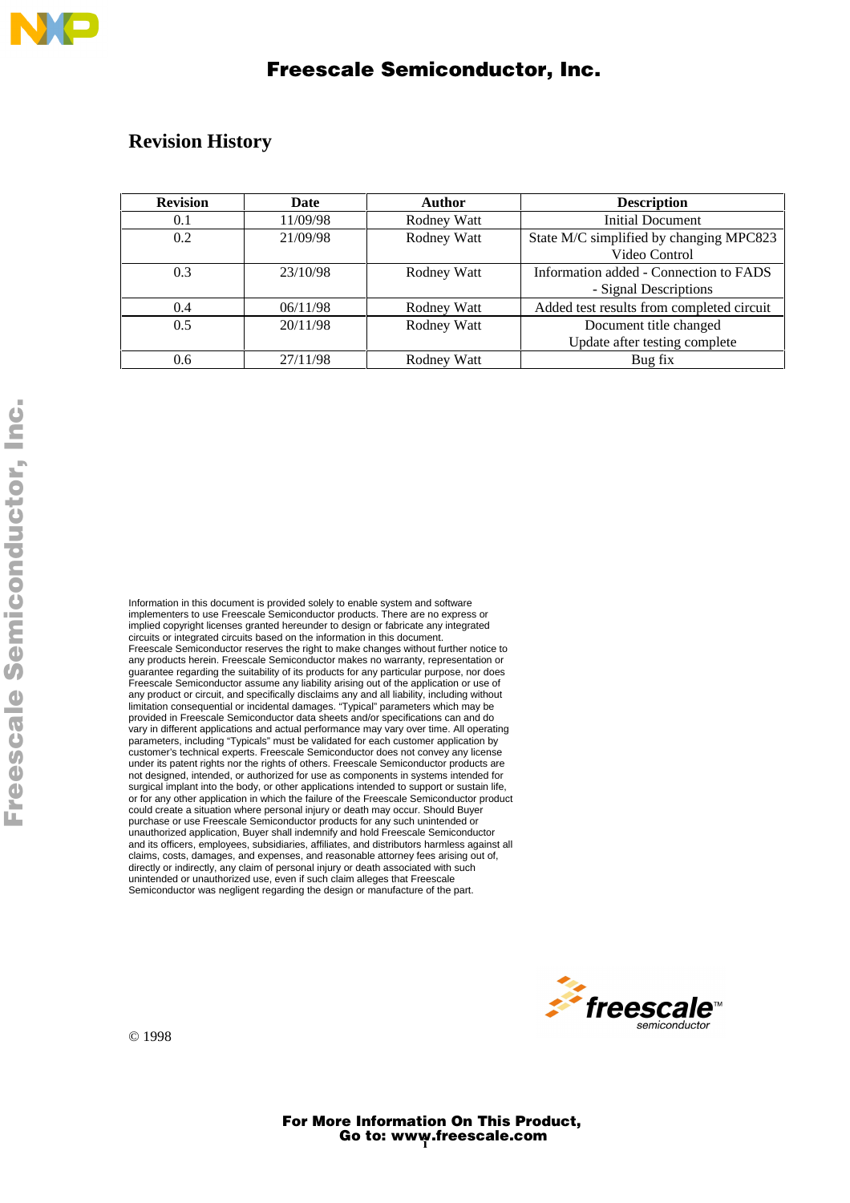## Revision History

| Revision | Date | Author | Description |
|---|---|---|---|
| 0.1 | 11/09/98 | Rodney Watt | Initial Document |
| 0.2 | 21/09/98 | Rodney Watt | State M/C simplified by changing MPC823 Video Control |
| 0.3 | 23/10/98 | Rodney Watt | Information added - Connection to FADS - Signal Descriptions |
| 0.4 | 06/11/98 | Rodney Watt | Added test results from completed circuit |
| 0.5 | 20/11/98 | Rodney Watt | Document title changed Update after testing complete |
| 0.6 | 27/11/98 | Rodney Watt | Bug fix |

Information in this document is provided solely to enable system and software implementers to use Freescale Semiconductor products. There are no express or implied copyright licenses granted hereunder to design or fabricate any integrated circuits or integrated circuits based on the information in this document.
Freescale Semiconductor reserves the right to make changes without further notice to any products herein. Freescale Semiconductor makes no warranty, representation or guarantee regarding the suitability of its products for any particular purpose, nor does Freescale Semiconductor assume any liability arising out of the application or use of any product or circuit, and specifically disclaims any and all liability, including without limitation consequential or incidental damages. "Typical" parameters which may be provided in Freescale Semiconductor data sheets and/or specifications can and do vary in different applications and actual performance may vary over time. All operating parameters, including "Typicals" must be validated for each customer application by customer's technical experts. Freescale Semiconductor does not convey any license under its patent rights nor the rights of others. Freescale Semiconductor products are not designed, intended, or authorized for use as components in systems intended for surgical implant into the body, or other applications intended to support or sustain life, or for any other application in which the failure of the Freescale Semiconductor product could create a situation where personal injury or death may occur. Should Buyer purchase or use Freescale Semiconductor products for any such unintended or unauthorized application, Buyer shall indemnify and hold Freescale Semiconductor and its officers, employees, subsidiaries, affiliates, and distributors harmless against all claims, costs, damages, and expenses, and reasonable attorney fees arising out of, directly or indirectly, any claim of personal injury or death associated with such unintended or unauthorized use, even if such claim alleges that Freescale Semiconductor was negligent regarding the design or manufacture of the part.

© 1998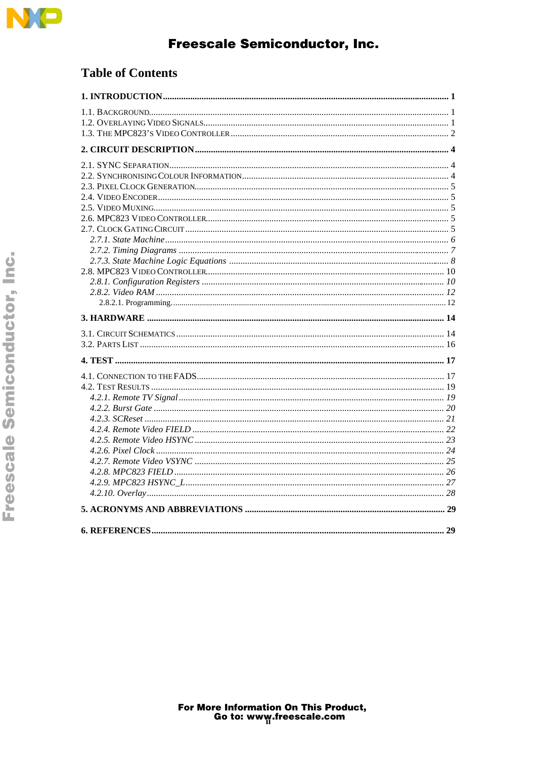# Table of Contents

**1. INTRODUCTION** ..... **1**

1.1. Background ..... 1
1.2. Overlaying Video Signals ..... 1
1.3. The MPC823's Video Controller ..... 2

**2. CIRCUIT DESCRIPTION** ..... **4**

2.1. SYNC Separation ..... 4
2.2. Synchronising Colour Information ..... 4
2.3. Pixel Clock Generation ..... 5
2.4. Video Encoder ..... 5
2.5. Video Muxing ..... 5
2.6. MPC823 Video Controller ..... 5
2.7. Clock Gating Circuit ..... 5
*2.7.1. State Machine* ..... *6*
*2.7.2. Timing Diagrams* ..... *7*
*2.7.3. State Machine Logic Equations* ..... *8*
2.8. MPC823 Video Controller ..... 10
*2.8.1. Configuration Registers* ..... *10*
*2.8.2. Video RAM* ..... *12*
2.8.2.1. Programming ..... 12

**3. HARDWARE** ..... **14**

3.1. Circuit Schematics ..... 14
3.2. Parts List ..... 16

**4. TEST** ..... **17**

4.1. Connection to the FADS ..... 17
4.2. Test Results ..... 19
*4.2.1. Remote TV Signal* ..... *19*
*4.2.2. Burst Gate* ..... *20*
*4.2.3. SCReset* ..... *21*
*4.2.4. Remote Video FIELD* ..... *22*
*4.2.5. Remote Video HSYNC* ..... *23*
*4.2.6. Pixel Clock* ..... *24*
*4.2.7. Remote Video VSYNC* ..... *25*
*4.2.8. MPC823 FIELD* ..... *26*
*4.2.9. MPC823 HSYNC_L* ..... *27*
*4.2.10. Overlay* ..... *28*

**5. ACRONYMS AND ABBREVIATIONS** ..... **29**

**6. REFERENCES** ..... **29**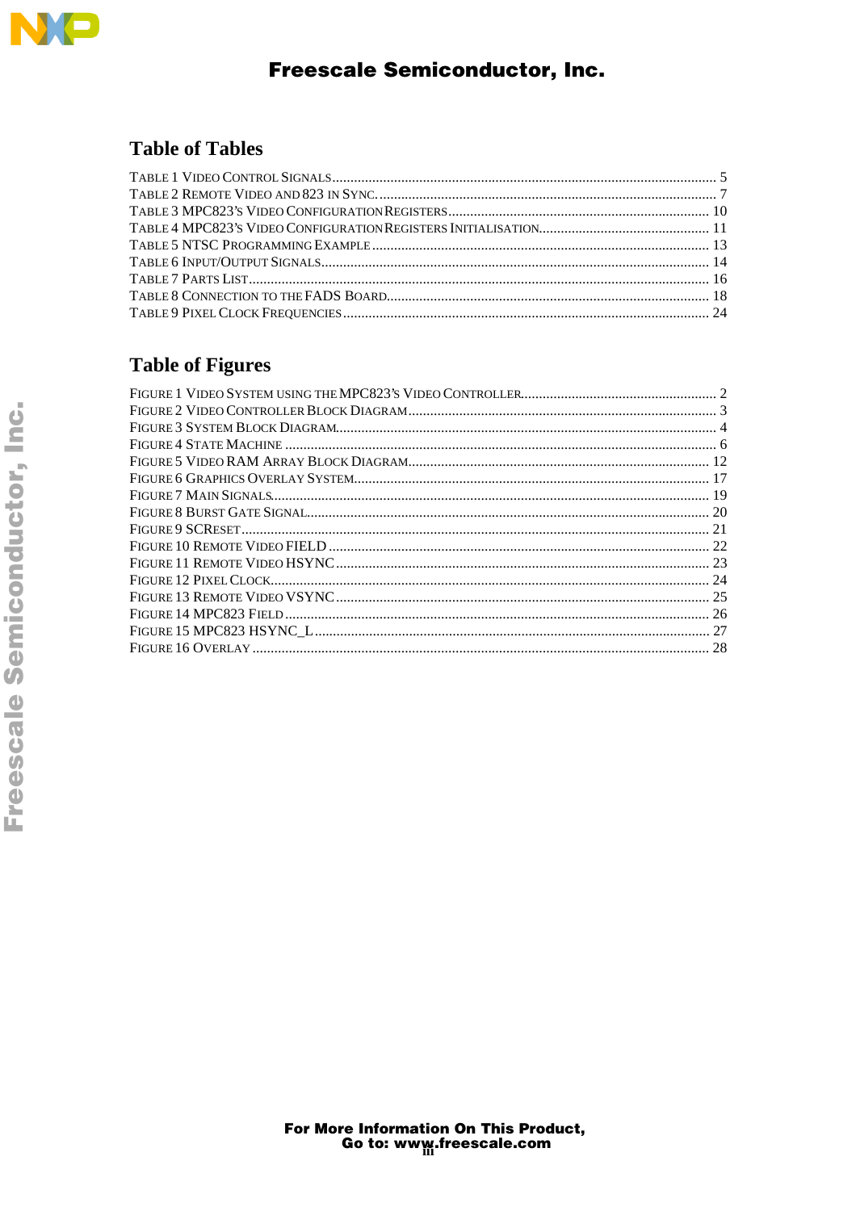## Table of Tables

TABLE 1 VIDEO CONTROL SIGNALS ........ 5
TABLE 2 REMOTE VIDEO AND 823 IN SYNC. ........ 7
TABLE 3 MPC823'S VIDEO CONFIGURATION REGISTERS ........ 10
TABLE 4 MPC823'S VIDEO CONFIGURATION REGISTERS INITIALISATION ........ 11
TABLE 5 NTSC PROGRAMMING EXAMPLE ........ 13
TABLE 6 INPUT/OUTPUT SIGNALS ........ 14
TABLE 7 PARTS LIST ........ 16
TABLE 8 CONNECTION TO THE FADS BOARD ........ 18
TABLE 9 PIXEL CLOCK FREQUENCIES ........ 24

## Table of Figures

FIGURE 1 VIDEO SYSTEM USING THE MPC823'S VIDEO CONTROLLER ........ 2
FIGURE 2 VIDEO CONTROLLER BLOCK DIAGRAM ........ 3
FIGURE 3 SYSTEM BLOCK DIAGRAM ........ 4
FIGURE 4 STATE MACHINE ........ 6
FIGURE 5 VIDEO RAM ARRAY BLOCK DIAGRAM ........ 12
FIGURE 6 GRAPHICS OVERLAY SYSTEM ........ 17
FIGURE 7 MAIN SIGNALS ........ 19
FIGURE 8 BURST GATE SIGNAL ........ 20
FIGURE 9 SCRESET ........ 21
FIGURE 10 REMOTE VIDEO FIELD ........ 22
FIGURE 11 REMOTE VIDEO HSYNC ........ 23
FIGURE 12 PIXEL CLOCK ........ 24
FIGURE 13 REMOTE VIDEO VSYNC ........ 25
FIGURE 14 MPC823 FIELD ........ 26
FIGURE 15 MPC823 HSYNC_L ........ 27
FIGURE 16 OVERLAY ........ 28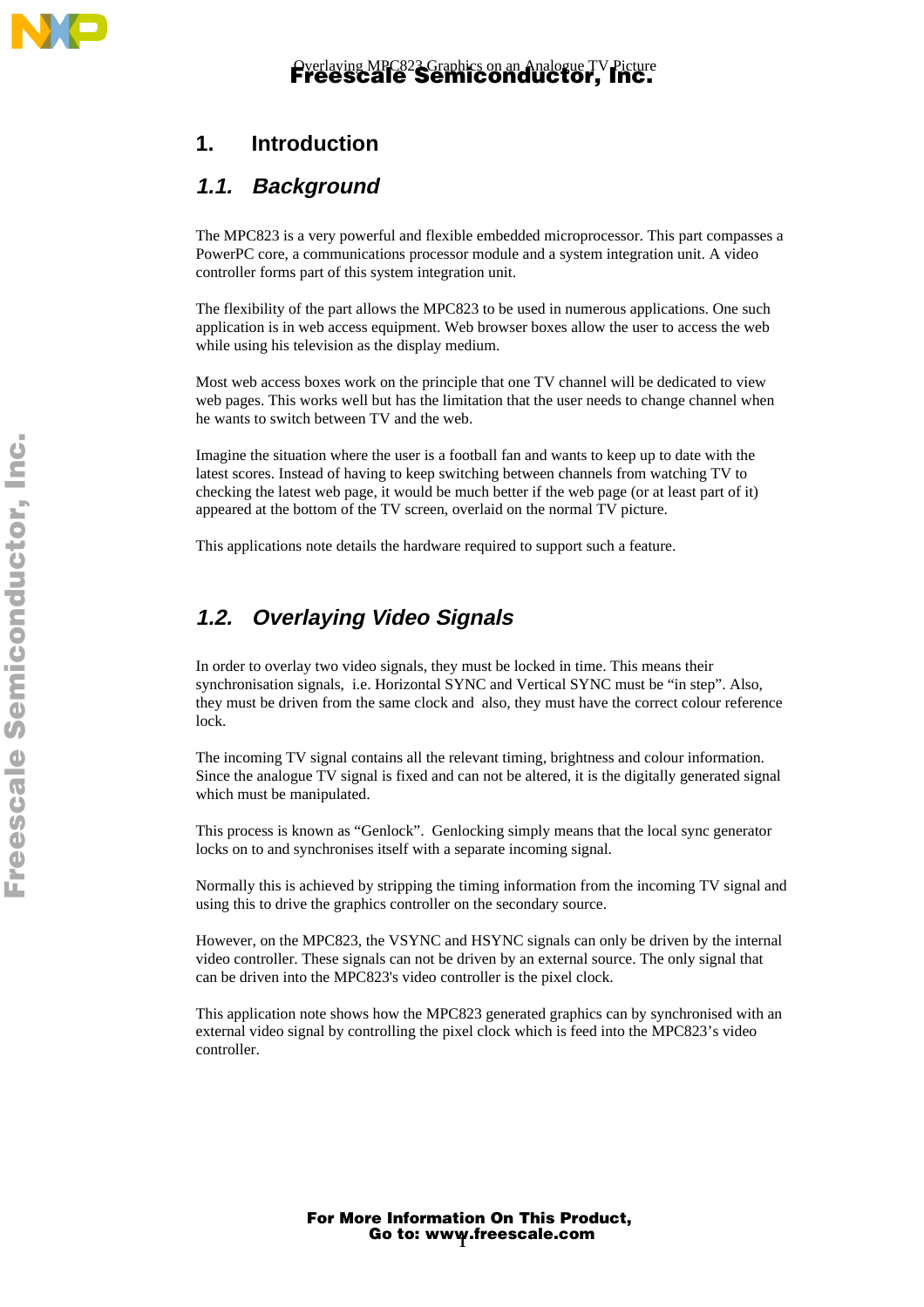# 1. Introduction

## 1.1. Background

The MPC823 is a very powerful and flexible embedded microprocessor. This part compasses a PowerPC core, a communications processor module and a system integration unit. A video controller forms part of this system integration unit.

The flexibility of the part allows the MPC823 to be used in numerous applications. One such application is in web access equipment. Web browser boxes allow the user to access the web while using his television as the display medium.

Most web access boxes work on the principle that one TV channel will be dedicated to view web pages. This works well but has the limitation that the user needs to change channel when he wants to switch between TV and the web.

Imagine the situation where the user is a football fan and wants to keep up to date with the latest scores. Instead of having to keep switching between channels from watching TV to checking the latest web page, it would be much better if the web page (or at least part of it) appeared at the bottom of the TV screen, overlaid on the normal TV picture.

This applications note details the hardware required to support such a feature.

## 1.2. Overlaying Video Signals

In order to overlay two video signals, they must be locked in time. This means their synchronisation signals, i.e. Horizontal SYNC and Vertical SYNC must be "in step". Also, they must be driven from the same clock and also, they must have the correct colour reference lock.

The incoming TV signal contains all the relevant timing, brightness and colour information. Since the analogue TV signal is fixed and can not be altered, it is the digitally generated signal which must be manipulated.

This process is known as "Genlock". Genlocking simply means that the local sync generator locks on to and synchronises itself with a separate incoming signal.

Normally this is achieved by stripping the timing information from the incoming TV signal and using this to drive the graphics controller on the secondary source.

However, on the MPC823, the VSYNC and HSYNC signals can only be driven by the internal video controller. These signals can not be driven by an external source. The only signal that can be driven into the MPC823's video controller is the pixel clock.

This application note shows how the MPC823 generated graphics can by synchronised with an external video signal by controlling the pixel clock which is feed into the MPC823's video controller.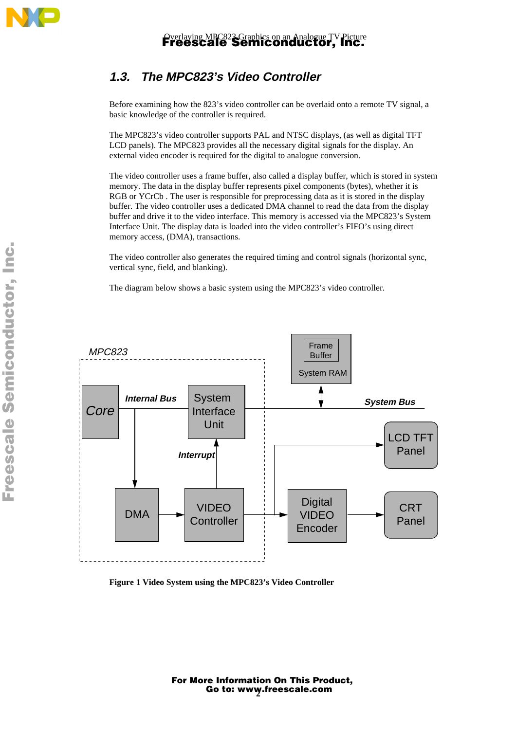## 1.3. The MPC823's Video Controller

Before examining how the 823's video controller can be overlaid onto a remote TV signal, a basic knowledge of the controller is required.

The MPC823's video controller supports PAL and NTSC displays, (as well as digital TFT LCD panels). The MPC823 provides all the necessary digital signals for the display. An external video encoder is required for the digital to analogue conversion.

The video controller uses a frame buffer, also called a display buffer, which is stored in system memory. The data in the display buffer represents pixel components (bytes), whether it is RGB or YCrCb . The user is responsible for preprocessing data as it is stored in the display buffer. The video controller uses a dedicated DMA channel to read the data from the display buffer and drive it to the video interface. This memory is accessed via the MPC823's System Interface Unit. The display data is loaded into the video controller's FIFO's using direct memory access, (DMA), transactions.

The video controller also generates the required timing and control signals (horizontal sync, vertical sync, field, and blanking).

The diagram below shows a basic system using the MPC823's video controller.

**Figure 1 Video System using the MPC823's Video Controller**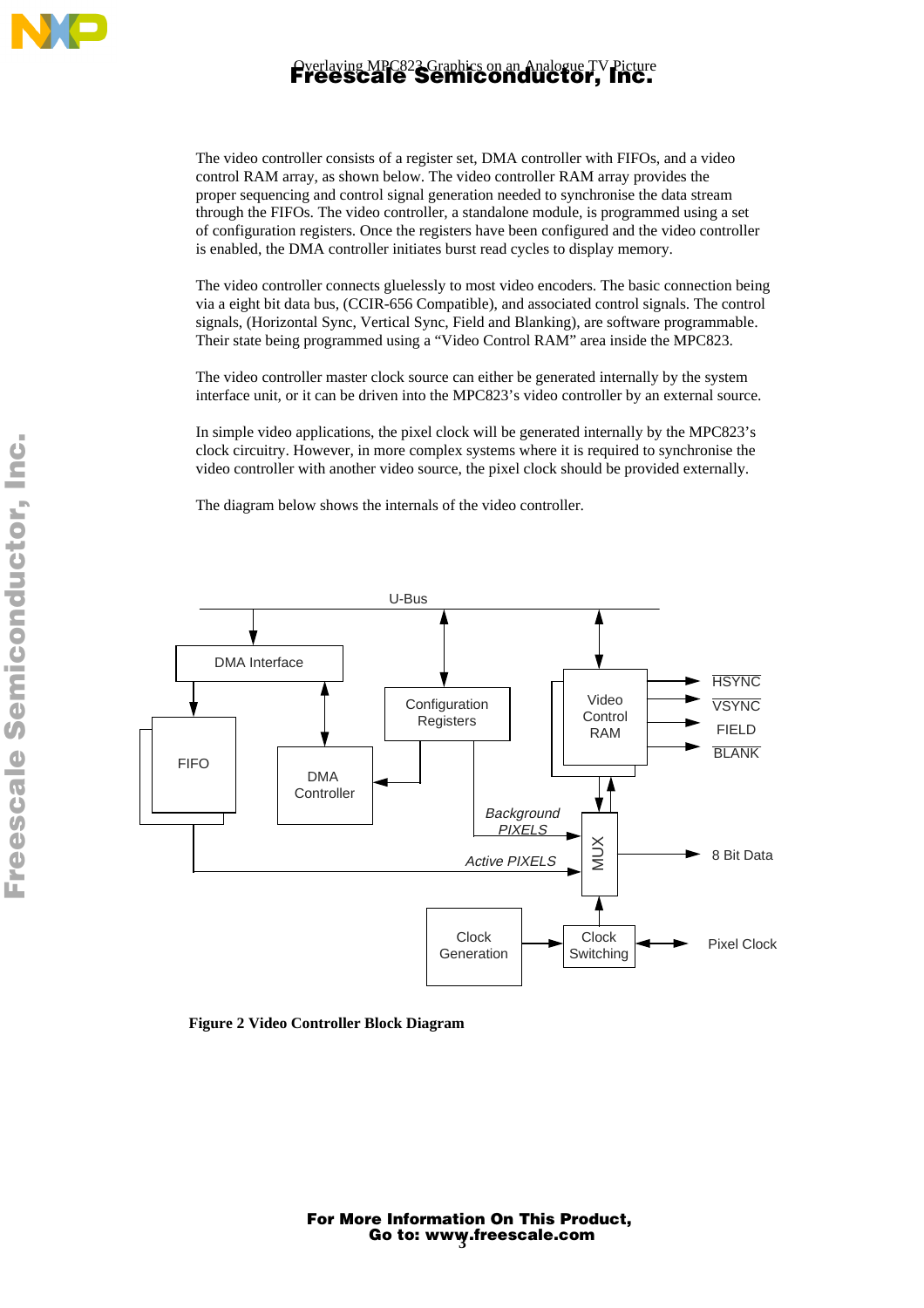The video controller consists of a register set, DMA controller with FIFOs, and a video control RAM array, as shown below. The video controller RAM array provides the proper sequencing and control signal generation needed to synchronise the data stream through the FIFOs. The video controller, a standalone module, is programmed using a set of configuration registers. Once the registers have been configured and the video controller is enabled, the DMA controller initiates burst read cycles to display memory.

The video controller connects gluelessly to most video encoders. The basic connection being via a eight bit data bus, (CCIR-656 Compatible), and associated control signals. The control signals, (Horizontal Sync, Vertical Sync, Field and Blanking), are software programmable. Their state being programmed using a "Video Control RAM" area inside the MPC823.

The video controller master clock source can either be generated internally by the system interface unit, or it can be driven into the MPC823's video controller by an external source.

In simple video applications, the pixel clock will be generated internally by the MPC823's clock circuitry. However, in more complex systems where it is required to synchronise the video controller with another video source, the pixel clock should be provided externally.

The diagram below shows the internals of the video controller.

U-Bus

DMA Interface

FIFO

DMA Controller

Configuration Registers

Video Control RAM

HSYNC

VSYNC

FIELD

BLANK

*Background PIXELS*

*Active PIXELS*

MUX

8 Bit Data

Clock Generation

Clock Switching

Pixel Clock

**Figure 2 Video Controller Block Diagram**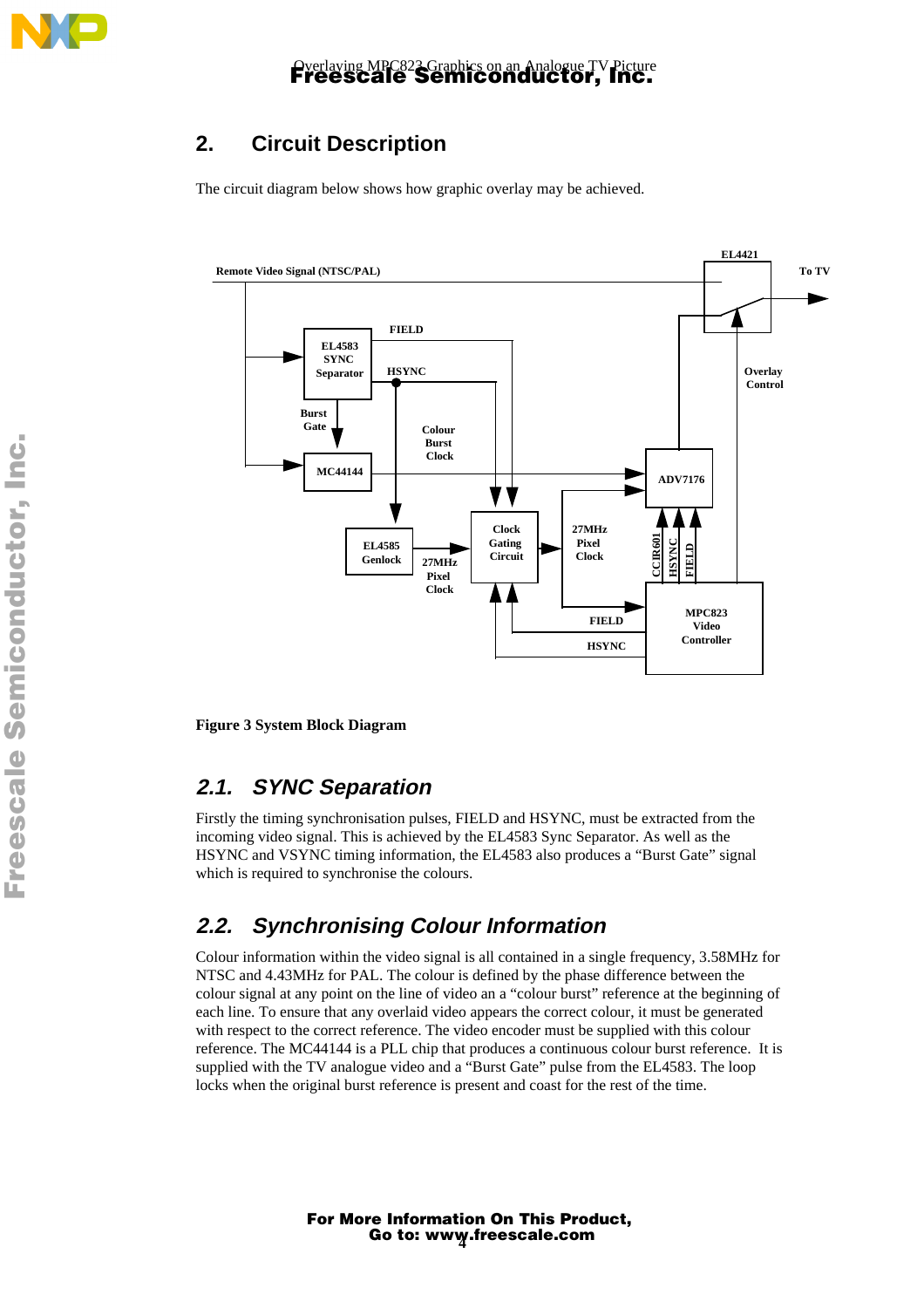## 2. Circuit Description

The circuit diagram below shows how graphic overlay may be achieved.

Figure 3 System Block Diagram

### 2.1. SYNC Separation

Firstly the timing synchronisation pulses, FIELD and HSYNC, must be extracted from the incoming video signal. This is achieved by the EL4583 Sync Separator. As well as the HSYNC and VSYNC timing information, the EL4583 also produces a “Burst Gate” signal which is required to synchronise the colours.

### 2.2. Synchronising Colour Information

Colour information within the video signal is all contained in a single frequency, 3.58MHz for NTSC and 4.43MHz for PAL. The colour is defined by the phase difference between the colour signal at any point on the line of video an a “colour burst” reference at the beginning of each line. To ensure that any overlaid video appears the correct colour, it must be generated with respect to the correct reference. The video encoder must be supplied with this colour reference. The MC44144 is a PLL chip that produces a continuous colour burst reference. It is supplied with the TV analogue video and a “Burst Gate” pulse from the EL4583. The loop locks when the original burst reference is present and coast for the rest of the time.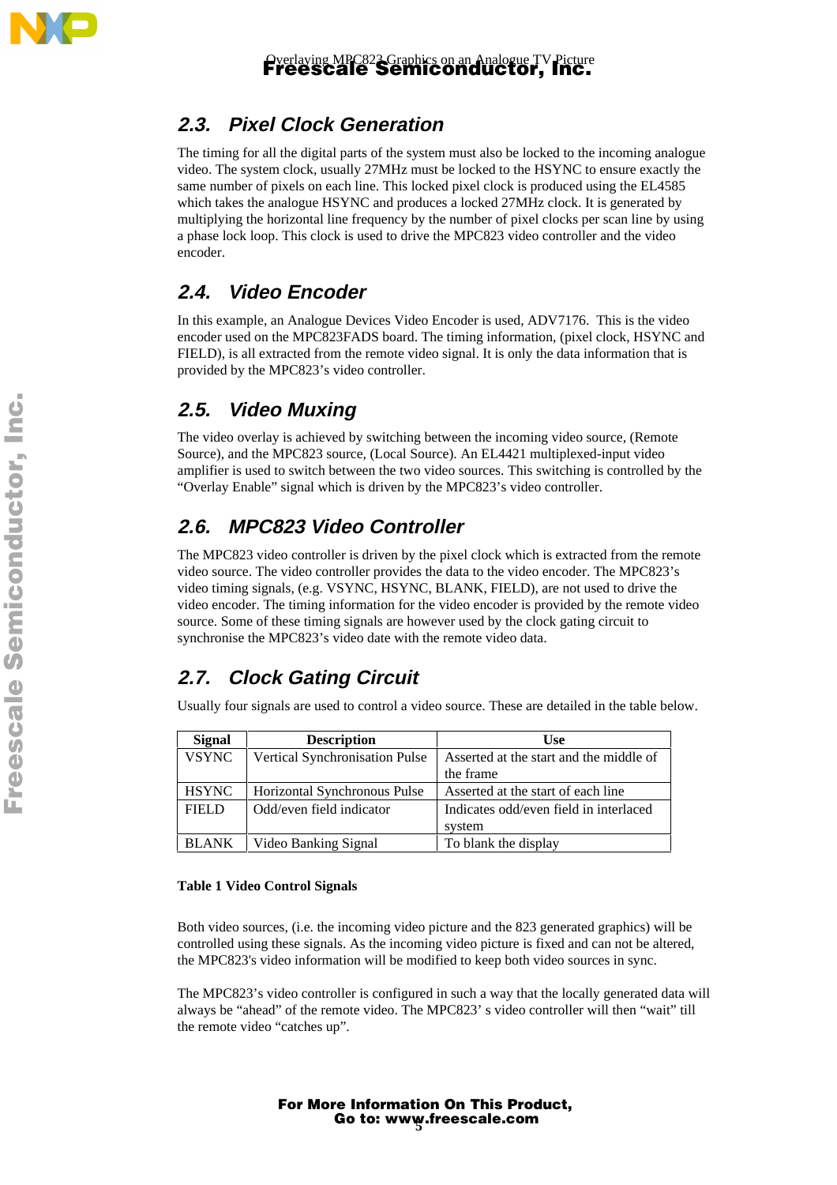## 2.3. Pixel Clock Generation

The timing for all the digital parts of the system must also be locked to the incoming analogue video. The system clock, usually 27MHz must be locked to the HSYNC to ensure exactly the same number of pixels on each line. This locked pixel clock is produced using the EL4585 which takes the analogue HSYNC and produces a locked 27MHz clock. It is generated by multiplying the horizontal line frequency by the number of pixel clocks per scan line by using a phase lock loop. This clock is used to drive the MPC823 video controller and the video encoder.

## 2.4. Video Encoder

In this example, an Analogue Devices Video Encoder is used, ADV7176. This is the video encoder used on the MPC823FADS board. The timing information, (pixel clock, HSYNC and FIELD), is all extracted from the remote video signal. It is only the data information that is provided by the MPC823's video controller.

## 2.5. Video Muxing

The video overlay is achieved by switching between the incoming video source, (Remote Source), and the MPC823 source, (Local Source). An EL4421 multiplexed-input video amplifier is used to switch between the two video sources. This switching is controlled by the "Overlay Enable" signal which is driven by the MPC823's video controller.

## 2.6. MPC823 Video Controller

The MPC823 video controller is driven by the pixel clock which is extracted from the remote video source. The video controller provides the data to the video encoder. The MPC823's video timing signals, (e.g. VSYNC, HSYNC, BLANK, FIELD), are not used to drive the video encoder. The timing information for the video encoder is provided by the remote video source. Some of these timing signals are however used by the clock gating circuit to synchronise the MPC823's video date with the remote video data.

## 2.7. Clock Gating Circuit

Usually four signals are used to control a video source. These are detailed in the table below.

| Signal | Description | Use |
|---|---|---|
| VSYNC | Vertical Synchronisation Pulse | Asserted at the start and the middle of the frame |
| HSYNC | Horizontal Synchronous Pulse | Asserted at the start of each line |
| FIELD | Odd/even field indicator | Indicates odd/even field in interlaced system |
| BLANK | Video Banking Signal | To blank the display |

**Table 1 Video Control Signals**

Both video sources, (i.e. the incoming video picture and the 823 generated graphics) will be controlled using these signals. As the incoming video picture is fixed and can not be altered, the MPC823's video information will be modified to keep both video sources in sync.

The MPC823's video controller is configured in such a way that the locally generated data will always be "ahead" of the remote video. The MPC823' s video controller will then "wait" till the remote video "catches up".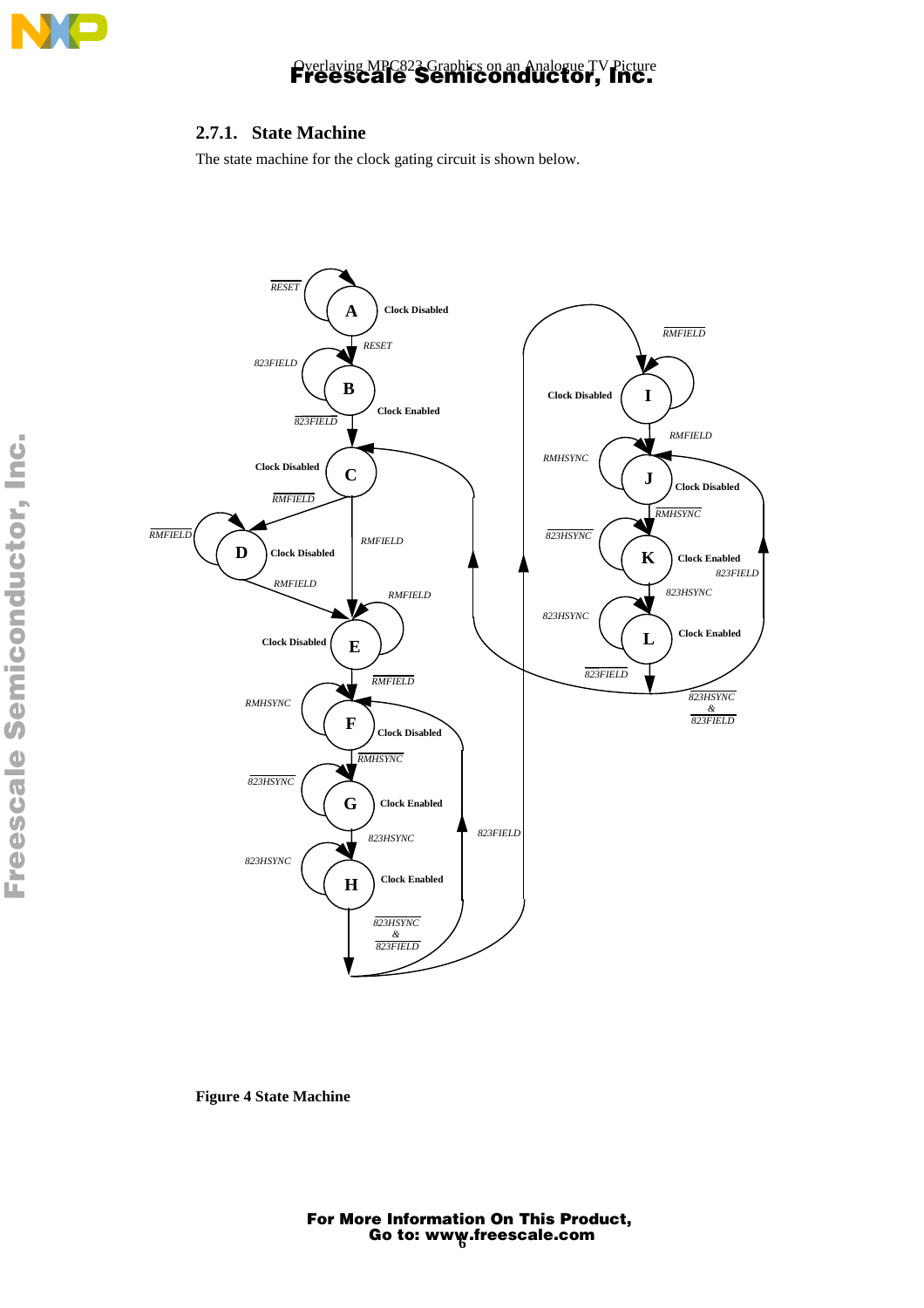### 2.7.1. State Machine

The state machine for the clock gating circuit is shown below.

Figure 4 State Machine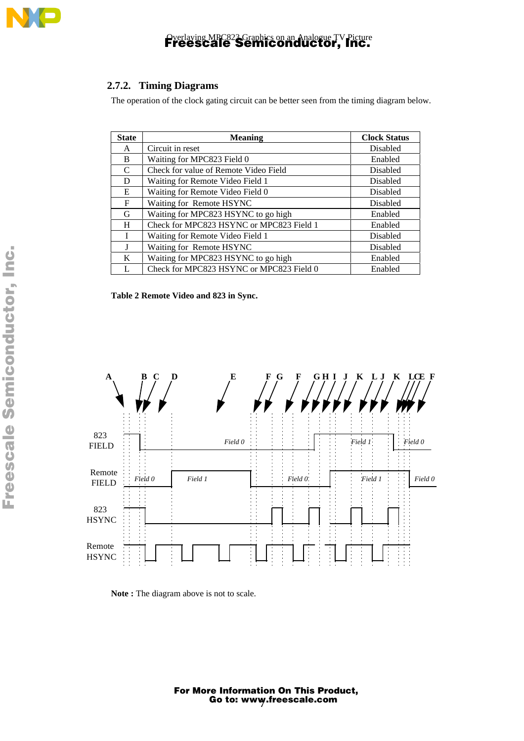### 2.7.2. Timing Diagrams

The operation of the clock gating circuit can be better seen from the timing diagram below.

| State | Meaning | Clock Status |
|---|---|---|
| A | Circuit in reset | Disabled |
| B | Waiting for MPC823 Field 0 | Enabled |
| C | Check for value of Remote Video Field | Disabled |
| D | Waiting for Remote Video Field 1 | Disabled |
| E | Waiting for Remote Video Field 0 | Disabled |
| F | Waiting for  Remote HSYNC | Disabled |
| G | Waiting for MPC823 HSYNC to go high | Enabled |
| H | Check for MPC823 HSYNC or MPC823 Field 1 | Enabled |
| I | Waiting for Remote Video Field 1 | Disabled |
| J | Waiting for  Remote HSYNC | Disabled |
| K | Waiting for MPC823 HSYNC to go high | Enabled |
| L | Check for MPC823 HSYNC or MPC823 Field 0 | Enabled |

**Table 2 Remote Video and 823 in Sync.**

A B C D E F G F G H I J K L J K L C E F

823 FIELD — *Field 0*, *Field 1*, *Field 0*

Remote FIELD — *Field 0*, *Field 1*, *Field 0*, *Field 1*, *Field 0*

823 HSYNC

Remote HSYNC

**Note :** The diagram above is not to scale.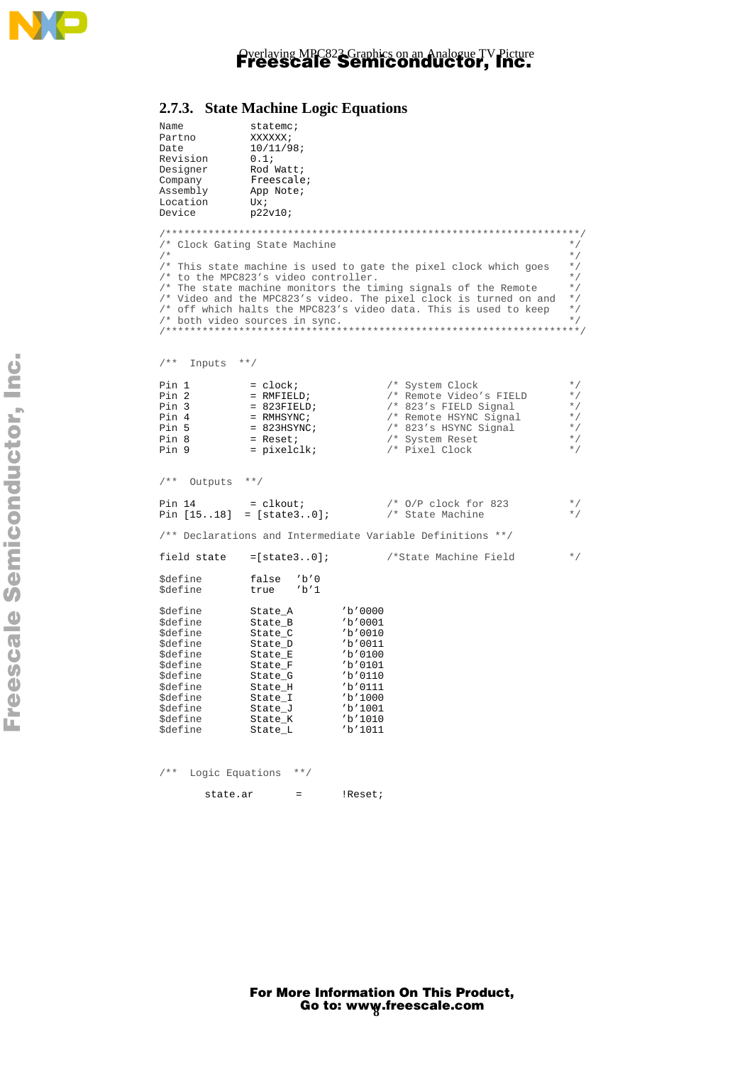### 2.7.3. State Machine Logic Equations

```
Name            statemc;
Partno          XXXXXX;
Date            10/11/98;
Revision        0.1;
Designer        Rod Watt;
Company         Freescale;
Assembly        App Note;
Location        Ux;
Device          p22v10;

/*********************************************************************/
/* Clock Gating State Machine                                        */
/*                                                                   */
/* This state machine is used to gate the pixel clock which goes     */
/* to the MPC823's video controller.                                 */
/* The state machine monitors the timing signals of the Remote       */
/* Video and the MPC823's video. The pixel clock is turned on and    */
/* off which halts the MPC823's video data. This is used to keep     */
/* both video sources in sync.                                       */
/*********************************************************************/


/**  Inputs  **/

Pin 1          = clock;             /* System Clock                  */
Pin 2          = RMFIELD;           /* Remote Video's FIELD          */
Pin 3          = 823FIELD;          /* 823's FIELD Signal            */
Pin 4          = RMHSYNC;           /* Remote HSYNC Signal           */
Pin 5          = 823HSYNC;          /* 823's HSYNC Signal            */
Pin 8          = Reset;             /* System Reset                  */
Pin 9          = pixelclk;          /* Pixel Clock                   */


/**  Outputs  **/

Pin 14         = clkout;            /* O/P clock for 823             */
Pin [15..18]  = [state3..0];        /* State Machine                 */

/** Declarations and Intermediate Variable Definitions **/

field state    =[state3..0];        /*State Machine Field            */

$define        false  'b'0
$define        true   'b'1

$define        State_A        'b'0000
$define        State_B        'b'0001
$define        State_C        'b'0010
$define        State_D        'b'0011
$define        State_E        'b'0100
$define        State_F        'b'0101
$define        State_G        'b'0110
$define        State_H        'b'0111
$define        State_I        'b'1000
$define        State_J        'b'1001
$define        State_K        'b'1010
$define        State_L        'b'1011


/**  Logic Equations  **/

        state.ar       =       !Reset;
```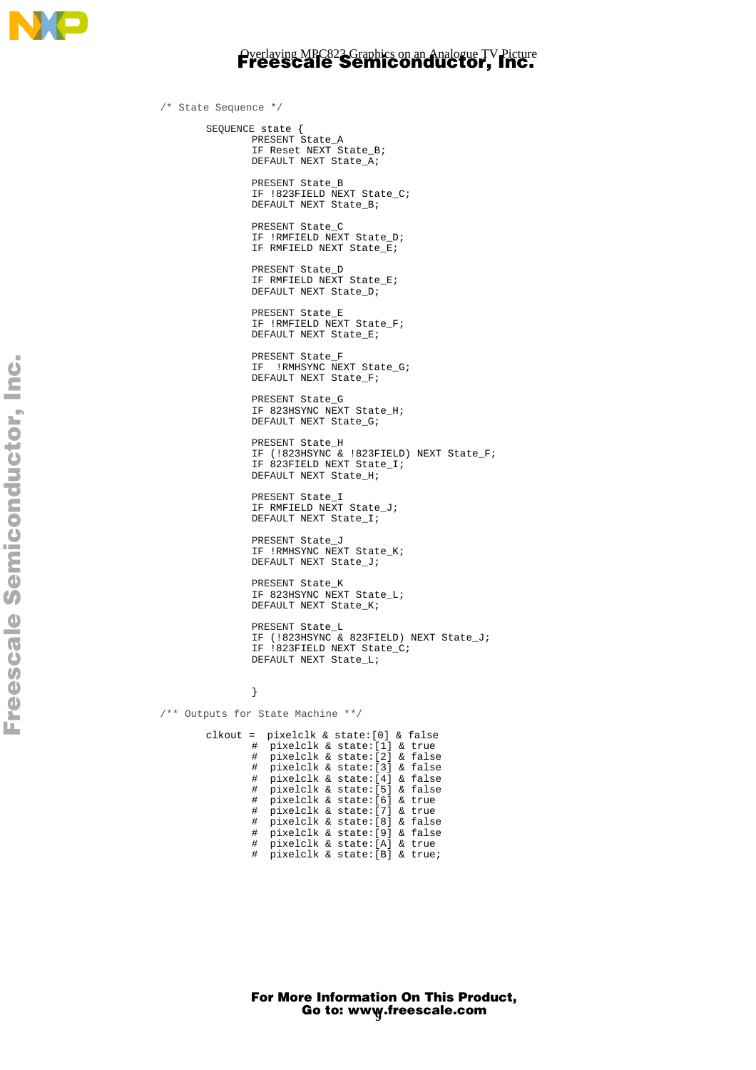```
/* State Sequence */

        SEQUENCE state {
                PRESENT State_A
                IF Reset NEXT State_B;
                DEFAULT NEXT State_A;

                PRESENT State_B
                IF !823FIELD NEXT State_C;
                DEFAULT NEXT State_B;

                PRESENT State_C
                IF !RMFIELD NEXT State_D;
                IF RMFIELD NEXT State_E;

                PRESENT State_D
                IF RMFIELD NEXT State_E;
                DEFAULT NEXT State_D;

                PRESENT State_E
                IF !RMFIELD NEXT State_F;
                DEFAULT NEXT State_E;

                PRESENT State_F
                IF  !RMHSYNC NEXT State_G;
                DEFAULT NEXT State_F;

                PRESENT State_G
                IF 823HSYNC NEXT State_H;
                DEFAULT NEXT State_G;

                PRESENT State_H
                IF (!823HSYNC & !823FIELD) NEXT State_F;
                IF 823FIELD NEXT State_I;
                DEFAULT NEXT State_H;

                PRESENT State_I
                IF RMFIELD NEXT State_J;
                DEFAULT NEXT State_I;

                PRESENT State_J
                IF !RMHSYNC NEXT State_K;
                DEFAULT NEXT State_J;

                PRESENT State_K
                IF 823HSYNC NEXT State_L;
                DEFAULT NEXT State_K;

                PRESENT State_L
                IF (!823HSYNC & 823FIELD) NEXT State_J;
                IF !823FIELD NEXT State_C;
                DEFAULT NEXT State_L;

                }
/** Outputs for State Machine **/

        clkout =  pixelclk & state:[0] & false
                #  pixelclk & state:[1] & true
                #  pixelclk & state:[2] & false
                #  pixelclk & state:[3] & false
                #  pixelclk & state:[4] & false
                #  pixelclk & state:[5] & false
                #  pixelclk & state:[6] & true
                #  pixelclk & state:[7] & true
                #  pixelclk & state:[8] & false
                #  pixelclk & state:[9] & false
                #  pixelclk & state:[A] & true
                #  pixelclk & state:[B] & true;
```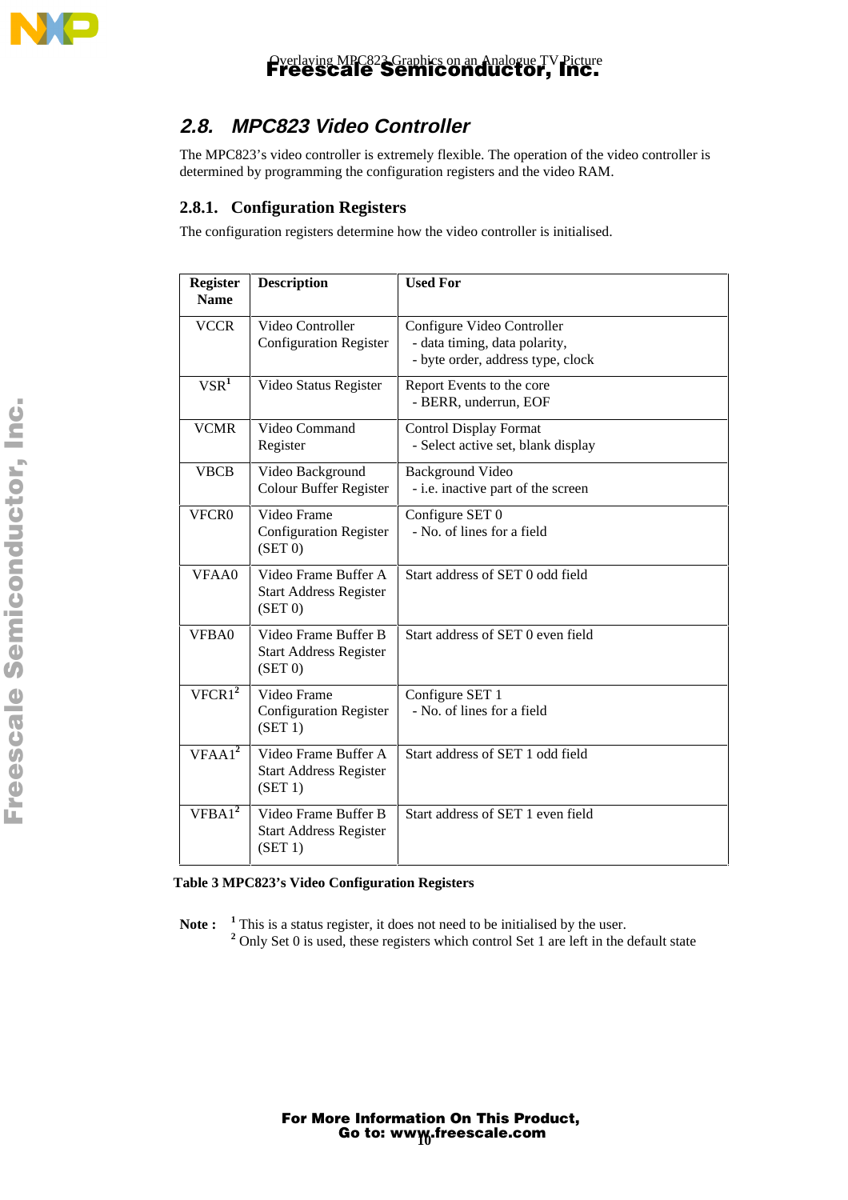## 2.8. MPC823 Video Controller

The MPC823's video controller is extremely flexible. The operation of the video controller is determined by programming the configuration registers and the video RAM.

### 2.8.1. Configuration Registers

The configuration registers determine how the video controller is initialised.

| Register Name | Description | Used For |
|---|---|---|
| VCCR | Video Controller Configuration Register | Configure Video Controller<br>- data timing, data polarity,<br>- byte order, address type, clock |
| VSR[1] | Video Status Register | Report Events to the core<br>- BERR, underrun, EOF |
| VCMR | Video Command Register | Control Display Format<br>- Select active set, blank display |
| VBCB | Video Background Colour Buffer Register | Background Video<br>- i.e. inactive part of the screen |
| VFCR0 | Video Frame Configuration Register (SET 0) | Configure SET 0<br>- No. of lines for a field |
| VFAA0 | Video Frame Buffer A Start Address Register (SET 0) | Start address of SET 0 odd field |
| VFBA0 | Video Frame Buffer B Start Address Register (SET 0) | Start address of SET 0 even field |
| VFCR1[2] | Video Frame Configuration Register (SET 1) | Configure SET 1<br>- No. of lines for a field |
| VFAA1[2] | Video Frame Buffer A Start Address Register (SET 1) | Start address of SET 1 odd field |
| VFBA1[2] | Video Frame Buffer B Start Address Register (SET 1) | Start address of SET 1 even field |

**Table 3 MPC823's Video Configuration Registers**

**Note :** [1] This is a status register, it does not need to be initialised by the user.
[2] Only Set 0 is used, these registers which control Set 1 are left in the default state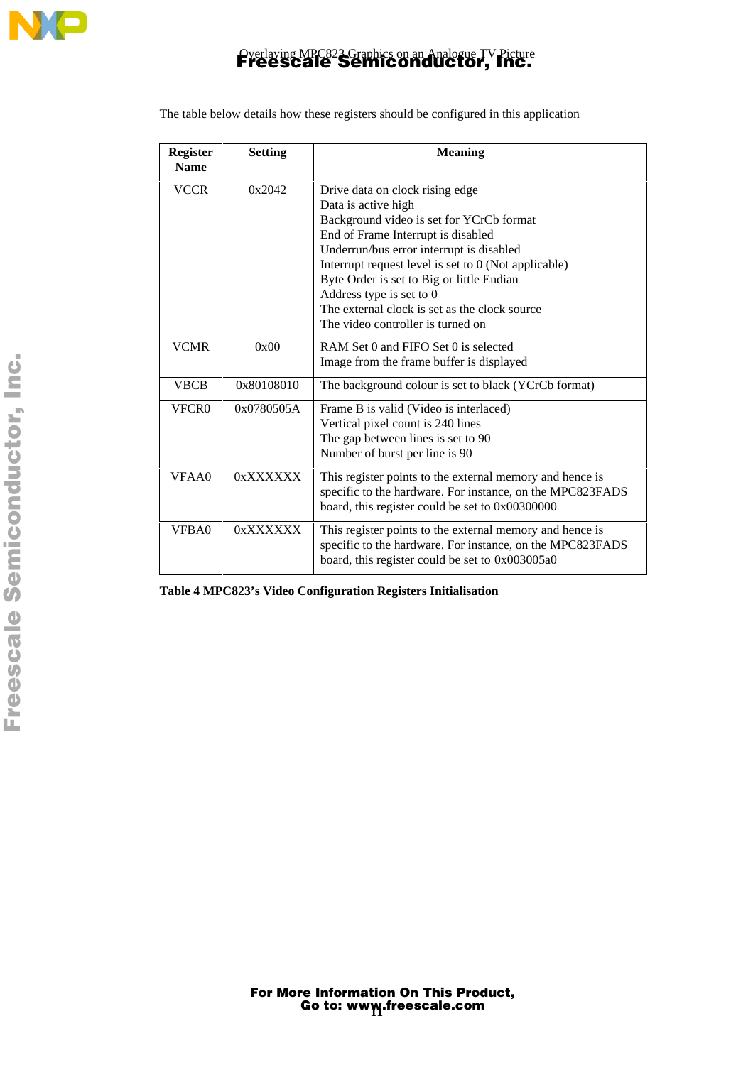The table below details how these registers should be configured in this application

| Register Name | Setting | Meaning |
|---|---|---|
| VCCR | 0x2042 | Drive data on clock rising edge<br>Data is active high<br>Background video is set for YCrCb format<br>End of Frame Interrupt is disabled<br>Underrun/bus error interrupt is disabled<br>Interrupt request level is set to 0 (Not applicable)<br>Byte Order is set to Big or little Endian<br>Address type is set to 0<br>The external clock is set as the clock source<br>The video controller is turned on |
| VCMR | 0x00 | RAM Set 0 and FIFO Set 0 is selected<br>Image from the frame buffer is displayed |
| VBCB | 0x80108010 | The background colour is set to black (YCrCb format) |
| VFCR0 | 0x0780505A | Frame B is valid (Video is interlaced)<br>Vertical pixel count is 240 lines<br>The gap between lines is set to 90<br>Number of burst per line is 90 |
| VFAA0 | 0xXXXXXX | This register points to the external memory and hence is specific to the hardware. For instance, on the MPC823FADS board, this register could be set to 0x00300000 |
| VFBA0 | 0xXXXXXX | This register points to the external memory and hence is specific to the hardware. For instance, on the MPC823FADS board, this register could be set to 0x003005a0 |

**Table 4 MPC823's Video Configuration Registers Initialisation**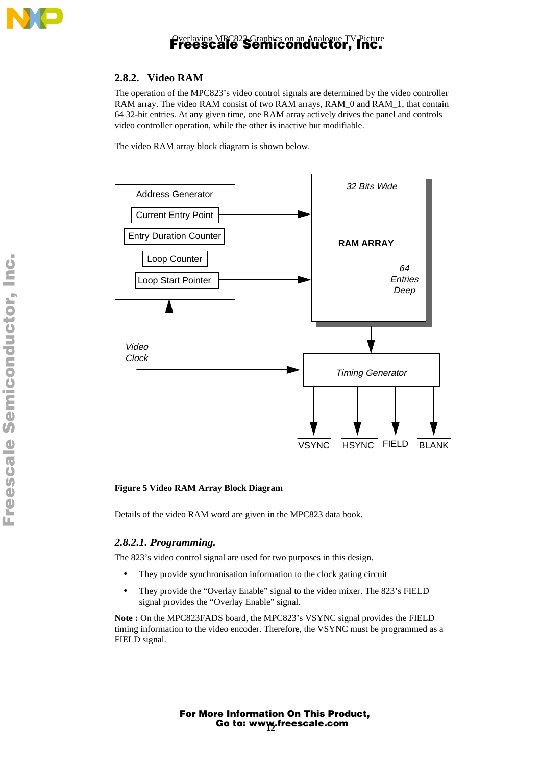### 2.8.2. Video RAM

The operation of the MPC823's video control signals are determined by the video controller RAM array. The video RAM consist of two RAM arrays, RAM_0 and RAM_1, that contain 64 32-bit entries. At any given time, one RAM array actively drives the panel and controls video controller operation, while the other is inactive but modifiable.

The video RAM array block diagram is shown below.

Address Generator

Current Entry Point

Entry Duration Counter

Loop Counter

Loop Start Pointer

32 Bits Wide

RAM ARRAY

64 Entries Deep

Video Clock

Timing Generator

VSYNC HSYNC FIELD BLANK

**Figure 5 Video RAM Array Block Diagram**

Details of the video RAM word are given in the MPC823 data book.

#### *2.8.2.1. Programming.*

The 823's video control signal are used for two purposes in this design.

- They provide synchronisation information to the clock gating circuit
- They provide the "Overlay Enable" signal to the video mixer. The 823's FIELD signal provides the "Overlay Enable" signal.

**Note :** On the MPC823FADS board, the MPC823's VSYNC signal provides the FIELD timing information to the video encoder. Therefore, the VSYNC must be programmed as a FIELD signal.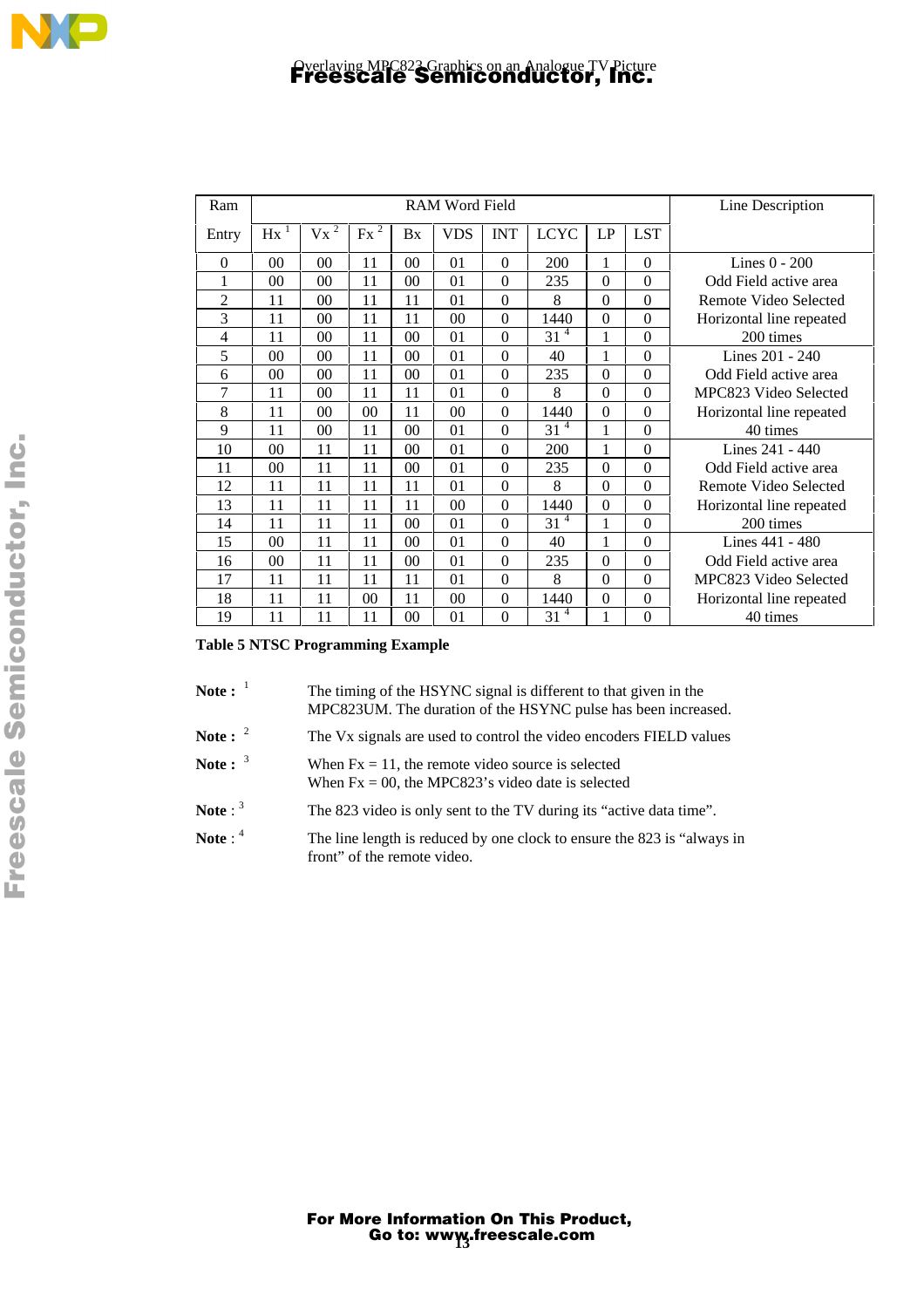| Ram | RAM Word Field | | | | | | | | | Line Description |
|---|---|---|---|---|---|---|---|---|---|---|
| Entry | Hx [1] | Vx [2] | Fx [2] | Bx | VDS | INT | LCYC | LP | LST | |
| 0 | 00 | 00 | 11 | 00 | 01 | 0 | 200 | 1 | 0 | Lines 0 - 200 |
| 1 | 00 | 00 | 11 | 00 | 01 | 0 | 235 | 0 | 0 | Odd Field active area |
| 2 | 11 | 00 | 11 | 11 | 01 | 0 | 8 | 0 | 0 | Remote Video Selected |
| 3 | 11 | 00 | 11 | 11 | 00 | 0 | 1440 | 0 | 0 | Horizontal line repeated |
| 4 | 11 | 00 | 11 | 00 | 01 | 0 | 31 [4] | 1 | 0 | 200 times |
| 5 | 00 | 00 | 11 | 00 | 01 | 0 | 40 | 1 | 0 | Lines 201 - 240 |
| 6 | 00 | 00 | 11 | 00 | 01 | 0 | 235 | 0 | 0 | Odd Field active area |
| 7 | 11 | 00 | 11 | 11 | 01 | 0 | 8 | 0 | 0 | MPC823 Video Selected |
| 8 | 11 | 00 | 00 | 11 | 00 | 0 | 1440 | 0 | 0 | Horizontal line repeated |
| 9 | 11 | 00 | 11 | 00 | 01 | 0 | 31 [4] | 1 | 0 | 40 times |
| 10 | 00 | 11 | 11 | 00 | 01 | 0 | 200 | 1 | 0 | Lines 241 - 440 |
| 11 | 00 | 11 | 11 | 00 | 01 | 0 | 235 | 0 | 0 | Odd Field active area |
| 12 | 11 | 11 | 11 | 11 | 01 | 0 | 8 | 0 | 0 | Remote Video Selected |
| 13 | 11 | 11 | 11 | 11 | 00 | 0 | 1440 | 0 | 0 | Horizontal line repeated |
| 14 | 11 | 11 | 11 | 00 | 01 | 0 | 31 [4] | 1 | 0 | 200 times |
| 15 | 00 | 11 | 11 | 00 | 01 | 0 | 40 | 1 | 0 | Lines 441 - 480 |
| 16 | 00 | 11 | 11 | 00 | 01 | 0 | 235 | 0 | 0 | Odd Field active area |
| 17 | 11 | 11 | 11 | 11 | 01 | 0 | 8 | 0 | 0 | MPC823 Video Selected |
| 18 | 11 | 11 | 00 | 11 | 00 | 0 | 1440 | 0 | 0 | Horizontal line repeated |
| 19 | 11 | 11 | 11 | 00 | 01 | 0 | 31 [4] | 1 | 0 | 40 times |

**Table 5 NTSC Programming Example**

**Note :** [1] The timing of the HSYNC signal is different to that given in the MPC823UM. The duration of the HSYNC pulse has been increased.

**Note :** [2] The Vx signals are used to control the video encoders FIELD values

**Note :** [3] When Fx = 11, the remote video source is selected
When Fx = 00, the MPC823's video date is selected

**Note** : [3] The 823 video is only sent to the TV during its "active data time".

**Note** : [4] The line length is reduced by one clock to ensure the 823 is "always in front" of the remote video.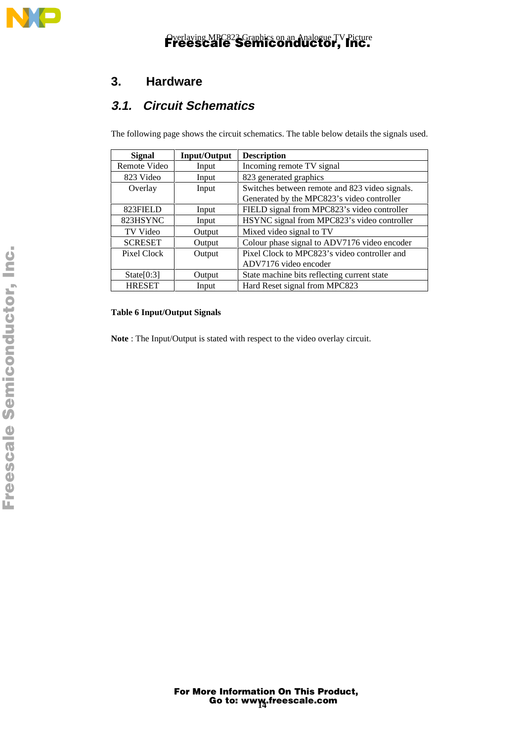# 3. Hardware

## 3.1. Circuit Schematics

The following page shows the circuit schematics. The table below details the signals used.

| Signal | Input/Output | Description |
|---|---|---|
| Remote Video | Input | Incoming remote TV signal |
| 823 Video | Input | 823 generated graphics |
| Overlay | Input | Switches between remote and 823 video signals. Generated by the MPC823's video controller |
| 823FIELD | Input | FIELD signal from MPC823's video controller |
| 823HSYNC | Input | HSYNC signal from MPC823's video controller |
| TV Video | Output | Mixed video signal to TV |
| SCRESET | Output | Colour phase signal to ADV7176 video encoder |
| Pixel Clock | Output | Pixel Clock to MPC823's video controller and ADV7176 video encoder |
| State[0:3] | Output | State machine bits reflecting current state |
| HRESET | Input | Hard Reset signal from MPC823 |

**Table 6 Input/Output Signals**

**Note** : The Input/Output is stated with respect to the video overlay circuit.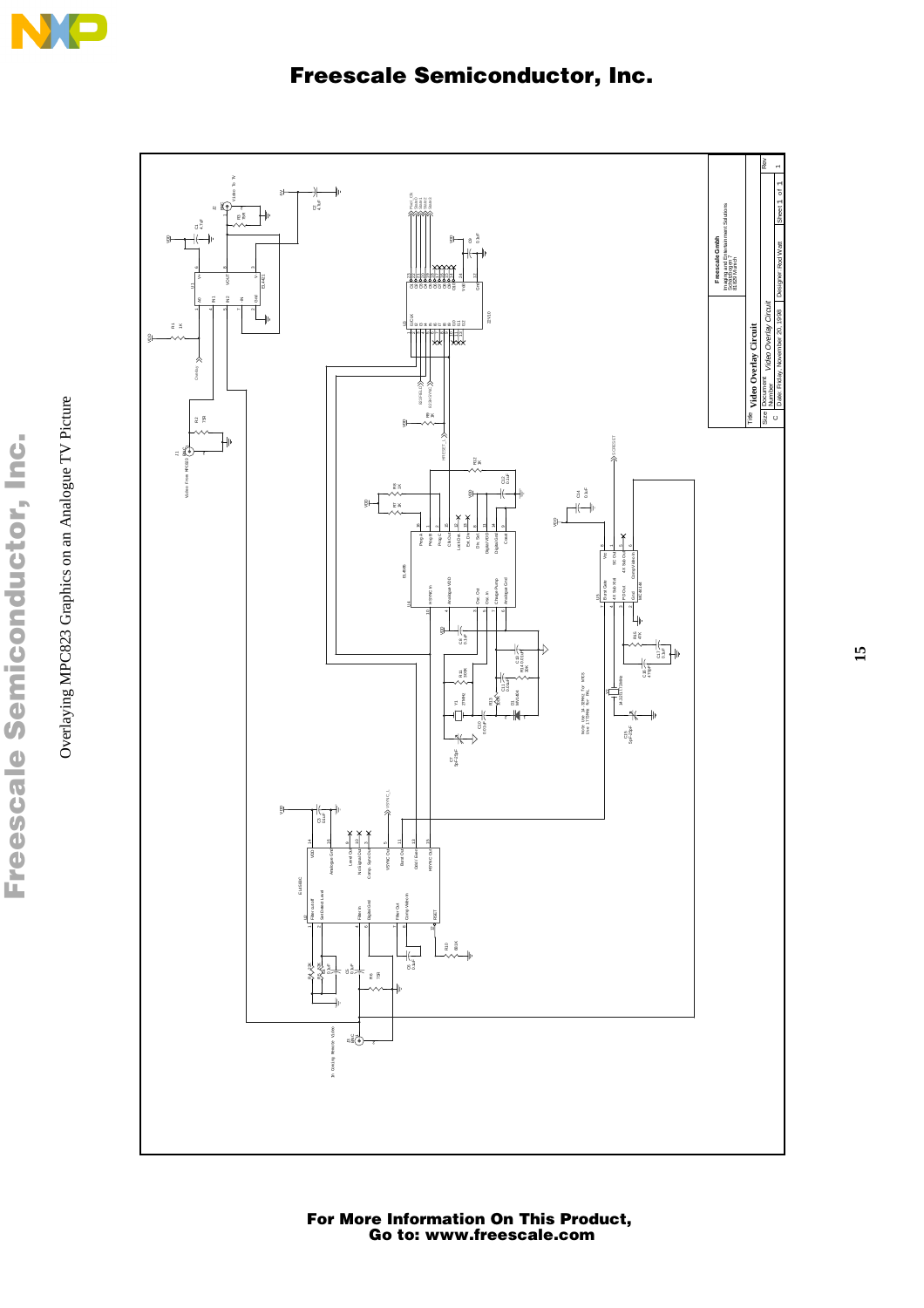Video Overlay Circuit

| | |
|---|---|
| Freescale GmbH | Imaging and Entertainment Solutions Schatzbogen 7 81829 Munich |
| Title | Video Overlay Circuit |
| Size C | Document Number: Video Overlay Circuit |
| Date: Friday, November 20, 1998 | Designer: Rod Watt |
| Sheet 1 of 1 | Rev 1 |

Note: Use 14.31818MHz for NTSC. Use 17.73MHz for PAL.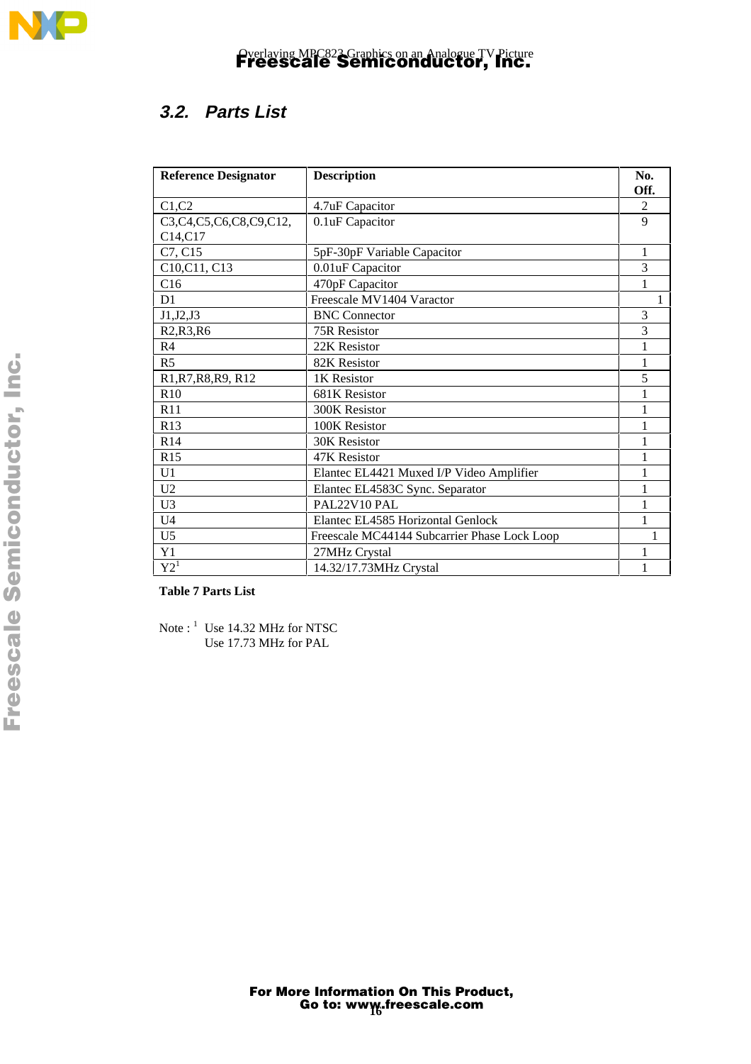## 3.2. Parts List

| Reference Designator | Description | No. Off. |
|---|---|---|
| C1,C2 | 4.7uF Capacitor | 2 |
| C3,C4,C5,C6,C8,C9,C12, C14,C17 | 0.1uF Capacitor | 9 |
| C7, C15 | 5pF-30pF Variable Capacitor | 1 |
| C10,C11, C13 | 0.01uF Capacitor | 3 |
| C16 | 470pF Capacitor | 1 |
| D1 | Freescale MV1404 Varactor | 1 |
| J1,J2,J3 | BNC Connector | 3 |
| R2,R3,R6 | 75R Resistor | 3 |
| R4 | 22K Resistor | 1 |
| R5 | 82K Resistor | 1 |
| R1,R7,R8,R9, R12 | 1K Resistor | 5 |
| R10 | 681K Resistor | 1 |
| R11 | 300K Resistor | 1 |
| R13 | 100K Resistor | 1 |
| R14 | 30K Resistor | 1 |
| R15 | 47K Resistor | 1 |
| U1 | Elantec EL4421 Muxed I/P Video Amplifier | 1 |
| U2 | Elantec EL4583C Sync. Separator | 1 |
| U3 | PAL22V10 PAL | 1 |
| U4 | Elantec EL4585 Horizontal Genlock | 1 |
| U5 | Freescale MC44144 Subcarrier Phase Lock Loop | 1 |
| Y1 | 27MHz Crystal | 1 |
| Y2[1] | 14.32/17.73MHz Crystal | 1 |

**Table 7 Parts List**

Note : [1] Use 14.32 MHz for NTSC
Use 17.73 MHz for PAL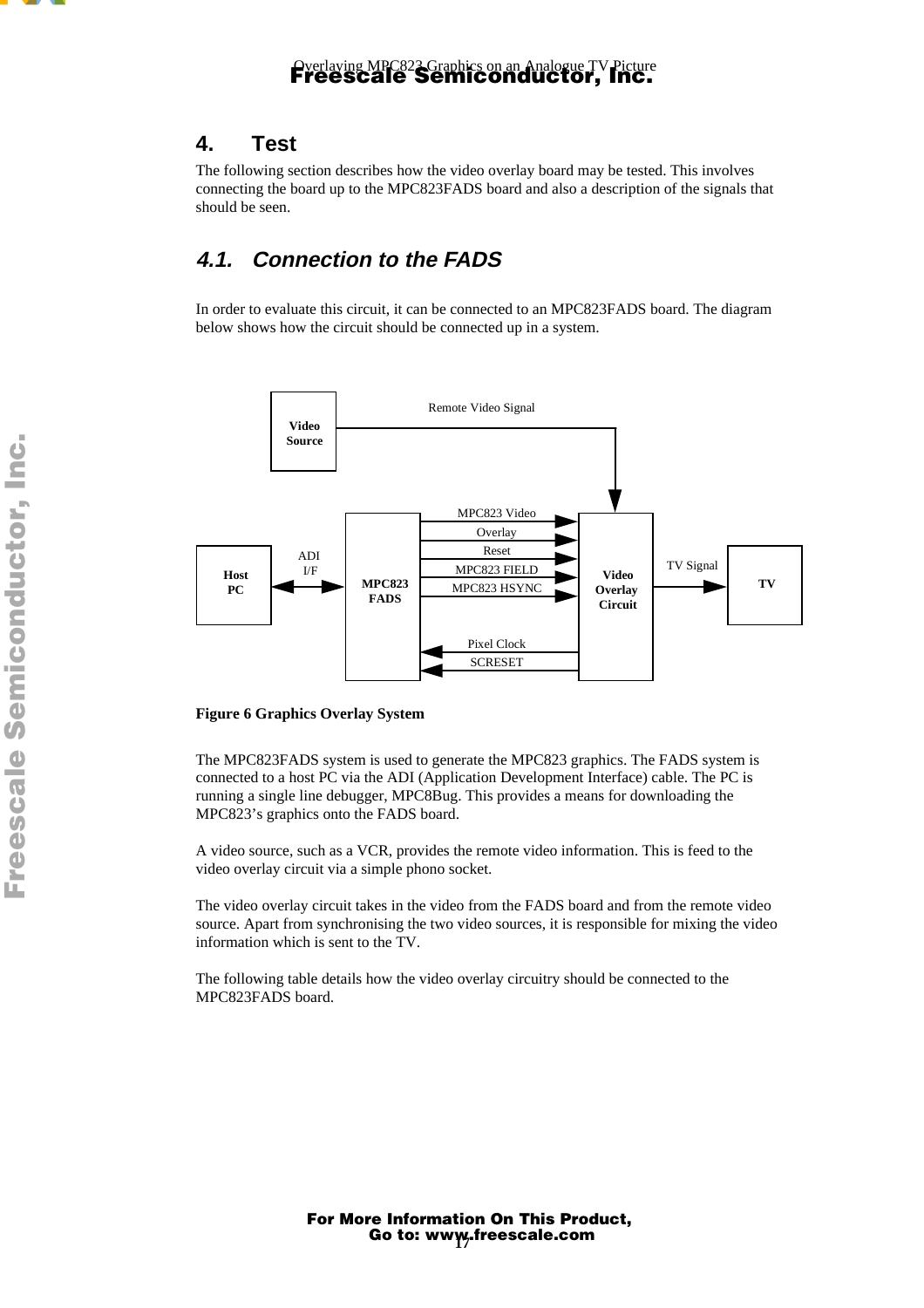# 4. Test

The following section describes how the video overlay board may be tested. This involves connecting the board up to the MPC823FADS board and also a description of the signals that should be seen.

## *4.1. Connection to the FADS*

In order to evaluate this circuit, it can be connected to an MPC823FADS board. The diagram below shows how the circuit should be connected up in a system.

**Figure 6 Graphics Overlay System**

The MPC823FADS system is used to generate the MPC823 graphics. The FADS system is connected to a host PC via the ADI (Application Development Interface) cable. The PC is running a single line debugger, MPC8Bug. This provides a means for downloading the MPC823's graphics onto the FADS board.

A video source, such as a VCR, provides the remote video information. This is feed to the video overlay circuit via a simple phono socket.

The video overlay circuit takes in the video from the FADS board and from the remote video source. Apart from synchronising the two video sources, it is responsible for mixing the video information which is sent to the TV.

The following table details how the video overlay circuitry should be connected to the MPC823FADS board.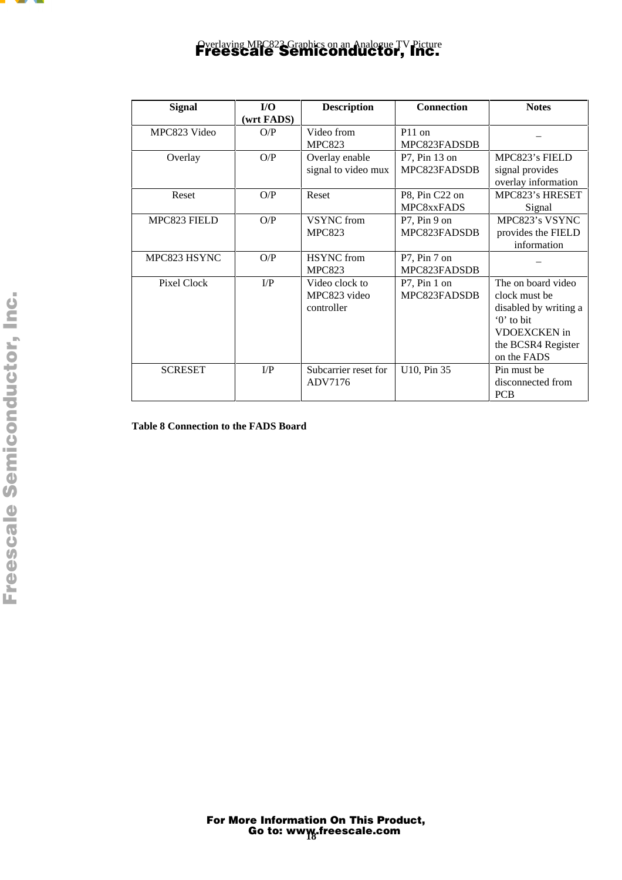| Signal | I/O (wrt FADS) | Description | Connection | Notes |
|---|---|---|---|---|
| MPC823 Video | O/P | Video from MPC823 | P11 on MPC823FADSDB | – |
| Overlay | O/P | Overlay enable signal to video mux | P7, Pin 13 on MPC823FADSDB | MPC823's FIELD signal provides overlay information |
| Reset | O/P | Reset | P8, Pin C22 on MPC8xxFADS | MPC823's HRESET Signal |
| MPC823 FIELD | O/P | VSYNC from MPC823 | P7, Pin 9 on MPC823FADSDB | MPC823's VSYNC provides the FIELD information |
| MPC823 HSYNC | O/P | HSYNC from MPC823 | P7, Pin 7 on MPC823FADSDB | – |
| Pixel Clock | I/P | Video clock to MPC823 video controller | P7, Pin 1 on MPC823FADSDB | The on board video clock must be disabled by writing a '0' to bit VDOEXCKEN in the BCSR4 Register on the FADS |
| SCRESET | I/P | Subcarrier reset for ADV7176 | U10, Pin 35 | Pin must be disconnected from PCB |

**Table 8 Connection to the FADS Board**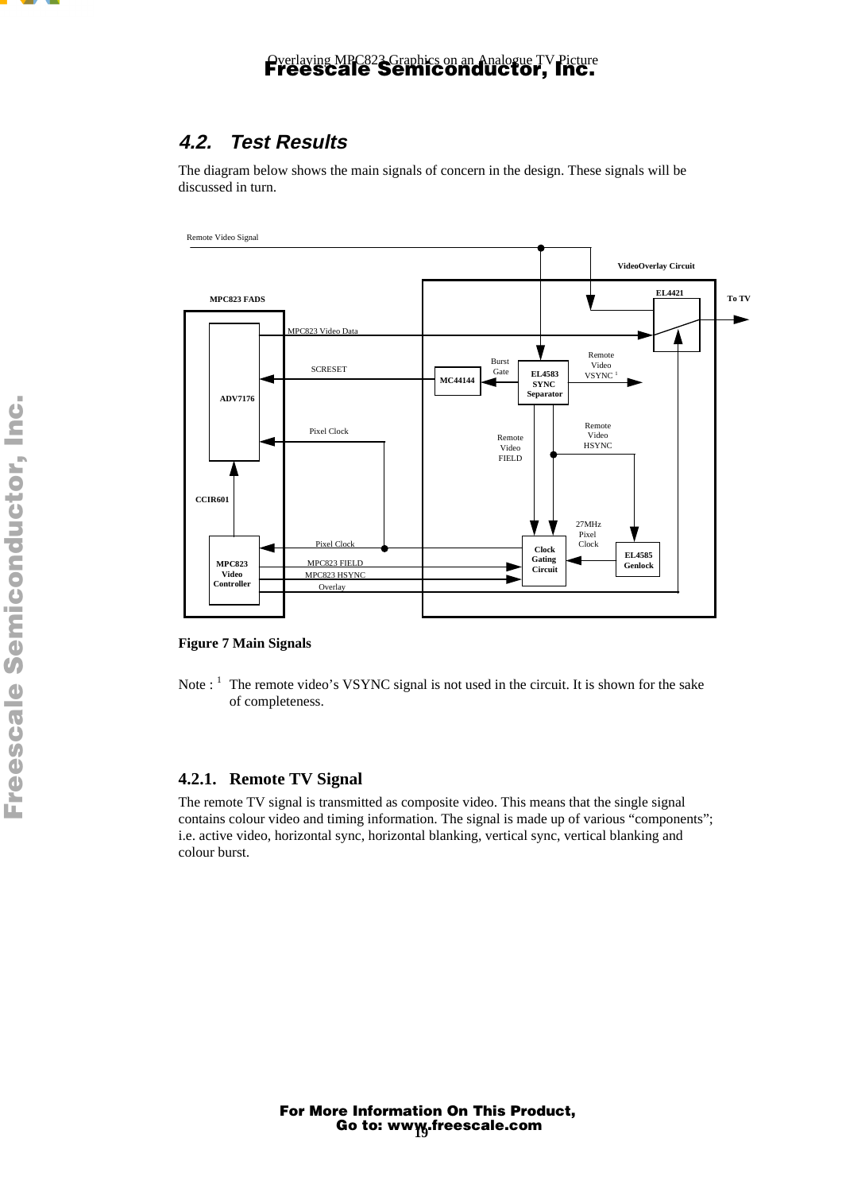## 4.2. Test Results

The diagram below shows the main signals of concern in the design. These signals will be discussed in turn.

Figure 7 Main Signals

Note : [1] The remote video's VSYNC signal is not used in the circuit. It is shown for the sake of completeness.

### 4.2.1. Remote TV Signal

The remote TV signal is transmitted as composite video. This means that the single signal contains colour video and timing information. The signal is made up of various "components"; i.e. active video, horizontal sync, horizontal blanking, vertical sync, vertical blanking and colour burst.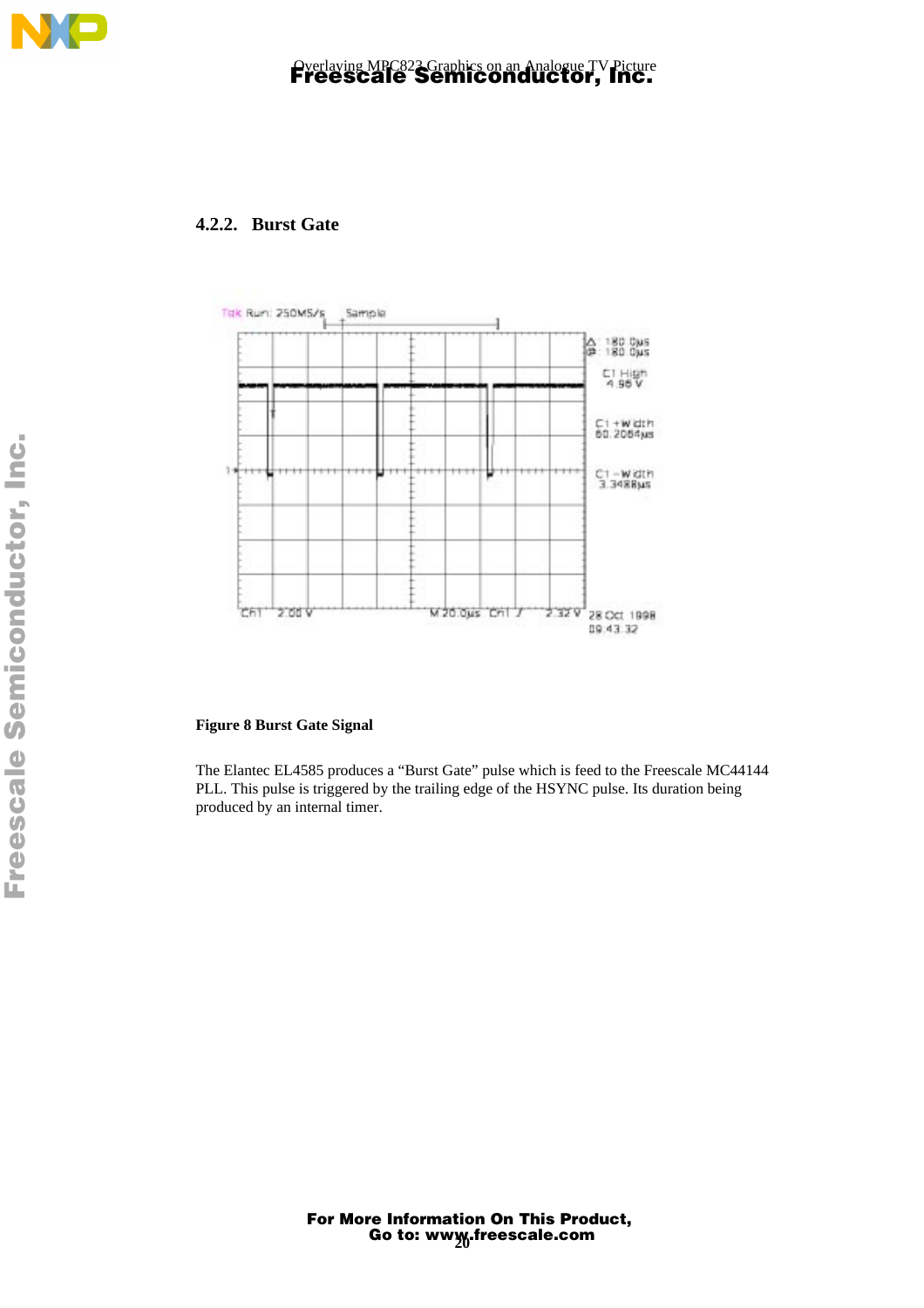### 4.2.2. Burst Gate

**Figure 8 Burst Gate Signal**

The Elantec EL4585 produces a “Burst Gate” pulse which is feed to the Freescale MC44144 PLL. This pulse is triggered by the trailing edge of the HSYNC pulse. Its duration being produced by an internal timer.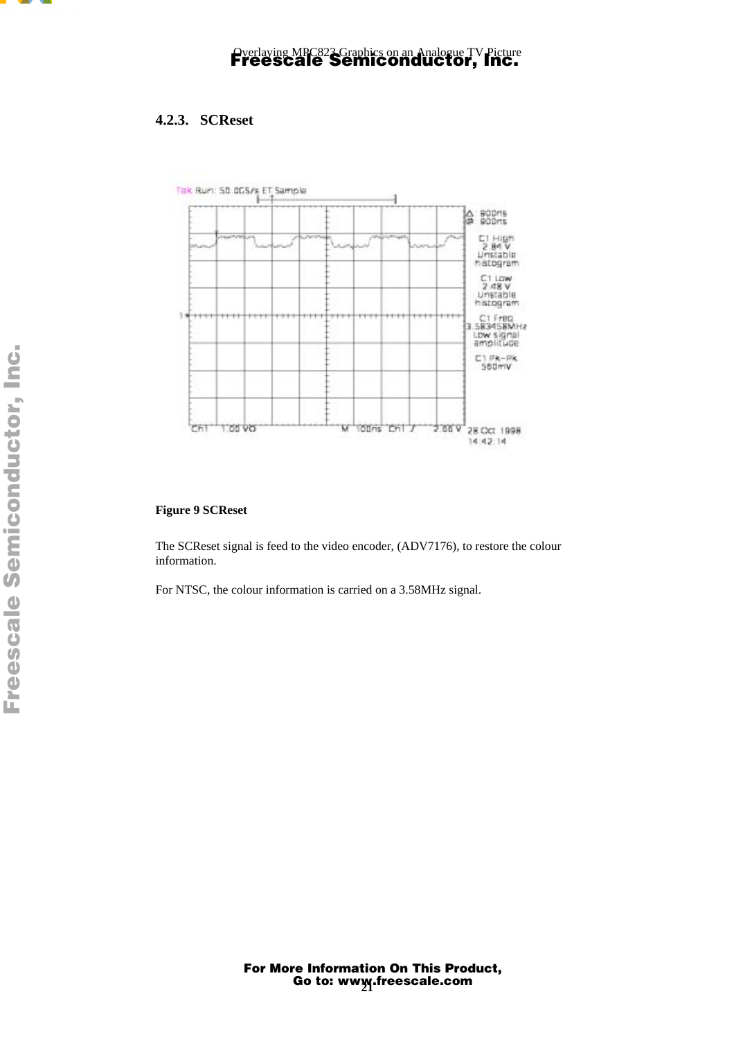### 4.2.3. SCReset

**Figure 9 SCReset**

The SCReset signal is feed to the video encoder, (ADV7176), to restore the colour information.

For NTSC, the colour information is carried on a 3.58MHz signal.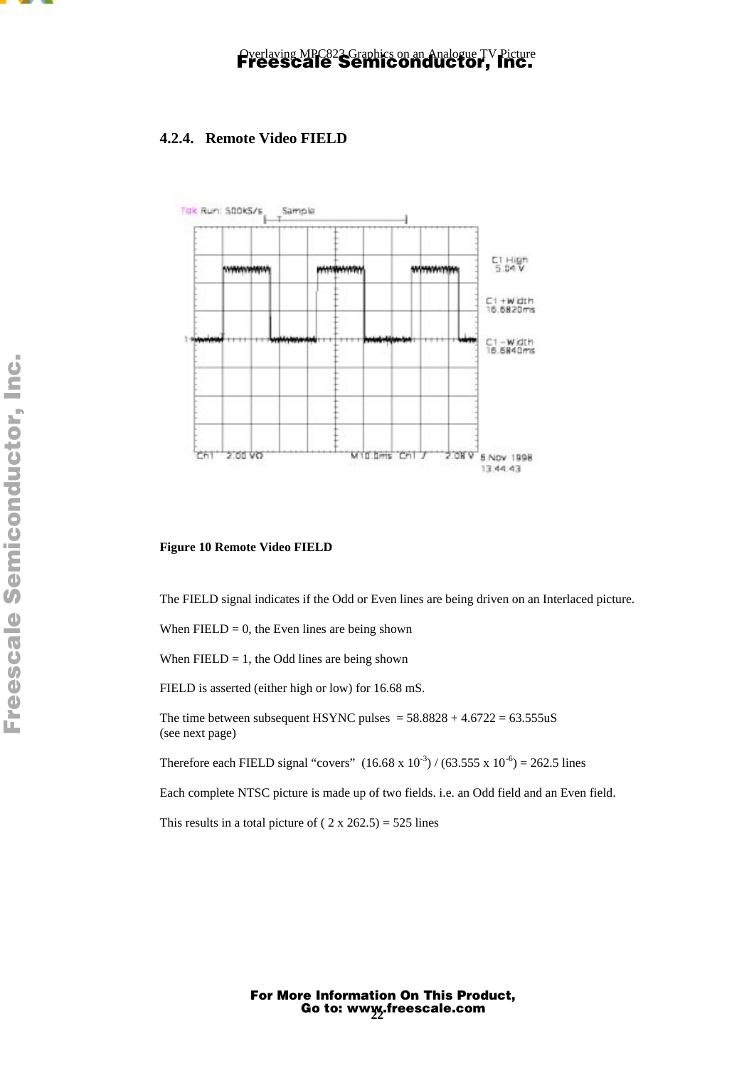### 4.2.4. Remote Video FIELD

**Figure 10 Remote Video FIELD**

The FIELD signal indicates if the Odd or Even lines are being driven on an Interlaced picture.

When FIELD = 0, the Even lines are being shown

When FIELD = 1, the Odd lines are being shown

FIELD is asserted (either high or low) for 16.68 mS.

The time between subsequent HSYNC pulses = 58.8828 + 4.6722 = 63.555uS
(see next page)

Therefore each FIELD signal "covers" $(16.68 \times 10^{-3}) / (63.555 \times 10^{-6}) = 262.5$ lines

Each complete NTSC picture is made up of two fields. i.e. an Odd field and an Even field.

This results in a total picture of ( 2 x 262.5) = 525 lines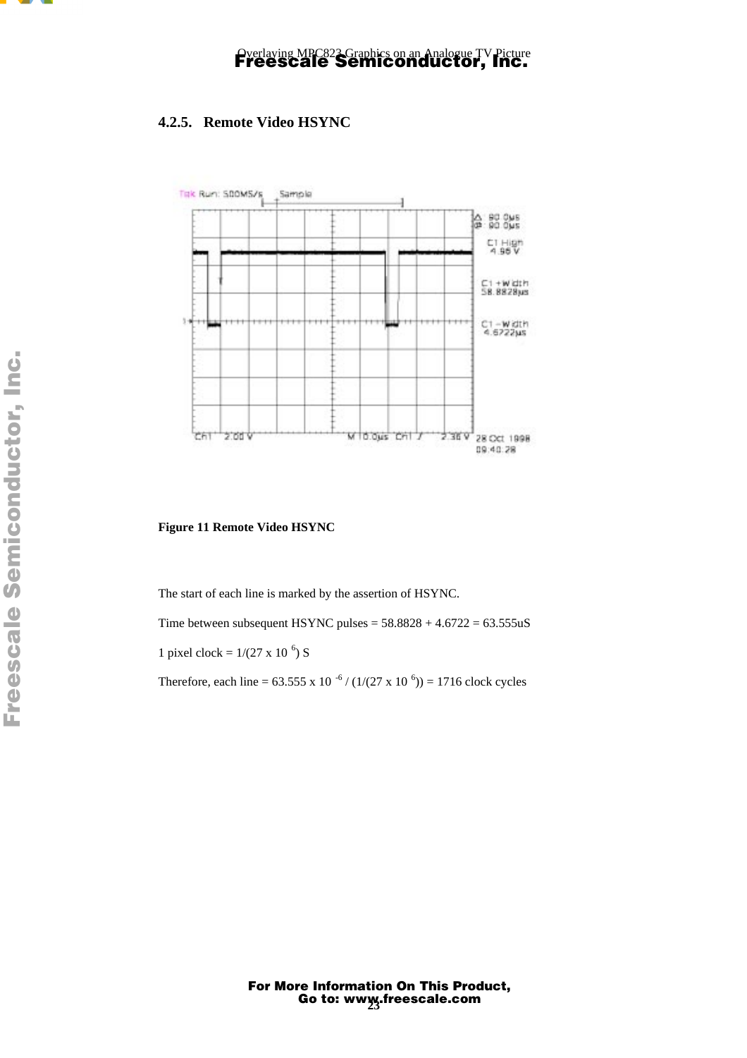### 4.2.5. Remote Video HSYNC

**Figure 11 Remote Video HSYNC**

The start of each line is marked by the assertion of HSYNC.

Time between subsequent HSYNC pulses = 58.8828 + 4.6722 = 63.555uS

1 pixel clock = $1/(27 \times 10^{6})$ S

Therefore, each line = $63.555 \times 10^{-6} / (1/(27 \times 10^{6}))$ = 1716 clock cycles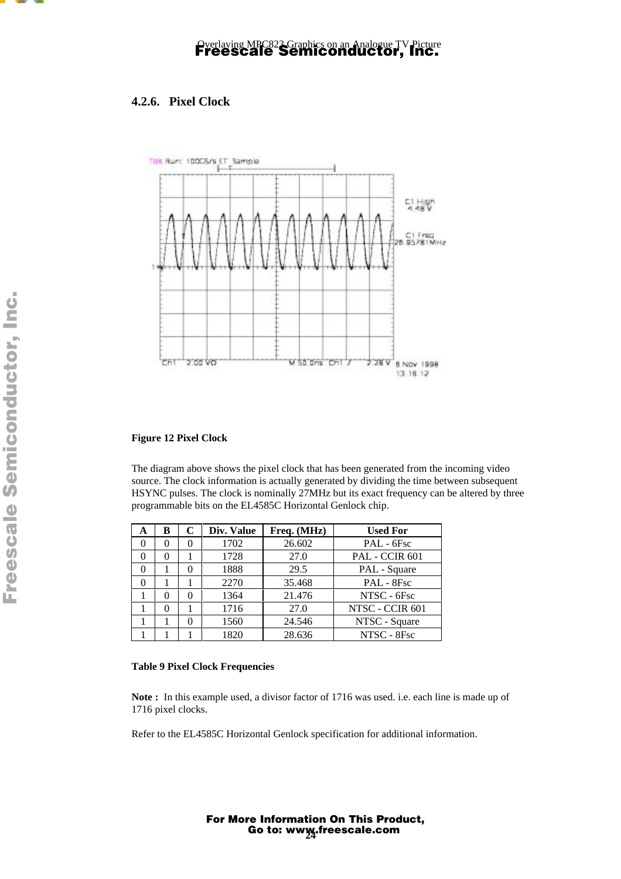### 4.2.6. Pixel Clock

**Figure 12 Pixel Clock**

The diagram above shows the pixel clock that has been generated from the incoming video source. The clock information is actually generated by dividing the time between subsequent HSYNC pulses. The clock is nominally 27MHz but its exact frequency can be altered by three programmable bits on the EL4585C Horizontal Genlock chip.

| A | B | C | Div. Value | Freq. (MHz) | Used For |
|---|---|---|---|---|---|
| 0 | 0 | 0 | 1702 | 26.602 | PAL - 6Fsc |
| 0 | 0 | 1 | 1728 | 27.0 | PAL - CCIR 601 |
| 0 | 1 | 0 | 1888 | 29.5 | PAL - Square |
| 0 | 1 | 1 | 2270 | 35.468 | PAL - 8Fsc |
| 1 | 0 | 0 | 1364 | 21.476 | NTSC - 6Fsc |
| 1 | 0 | 1 | 1716 | 27.0 | NTSC - CCIR 601 |
| 1 | 1 | 0 | 1560 | 24.546 | NTSC - Square |
| 1 | 1 | 1 | 1820 | 28.636 | NTSC - 8Fsc |

**Table 9 Pixel Clock Frequencies**

**Note :** In this example used, a divisor factor of 1716 was used. i.e. each line is made up of 1716 pixel clocks.

Refer to the EL4585C Horizontal Genlock specification for additional information.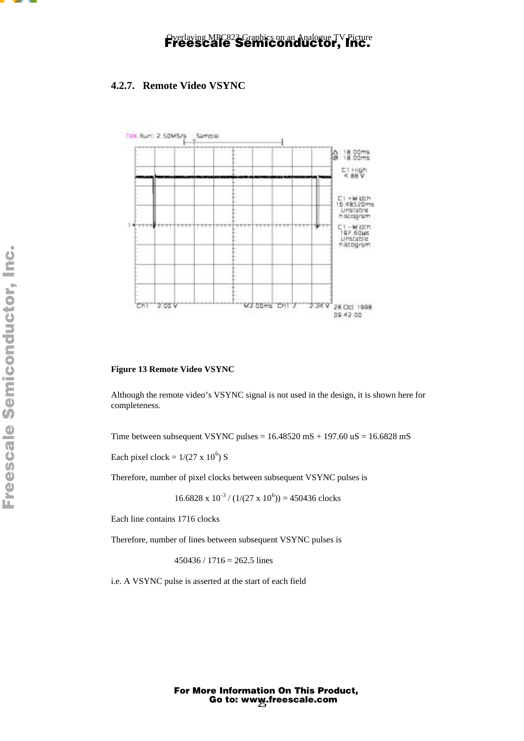### 4.2.7. Remote Video VSYNC

**Figure 13 Remote Video VSYNC**

Although the remote video's VSYNC signal is not used in the design, it is shown here for completeness.

Time between subsequent VSYNC pulses = 16.48520 mS + 197.60 uS = 16.6828 mS

Each pixel clock = $1/(27 \times 10^{6})$ S

Therefore, number of pixel clocks between subsequent VSYNC pulses is

$$16.6828 \times 10^{-3} / (1/(27 \times 10^{6})) = 450436 \text{ clocks}$$

Each line contains 1716 clocks

Therefore, number of lines between subsequent VSYNC pulses is

$$450436 / 1716 = 262.5 \text{ lines}$$

i.e. A VSYNC pulse is asserted at the start of each field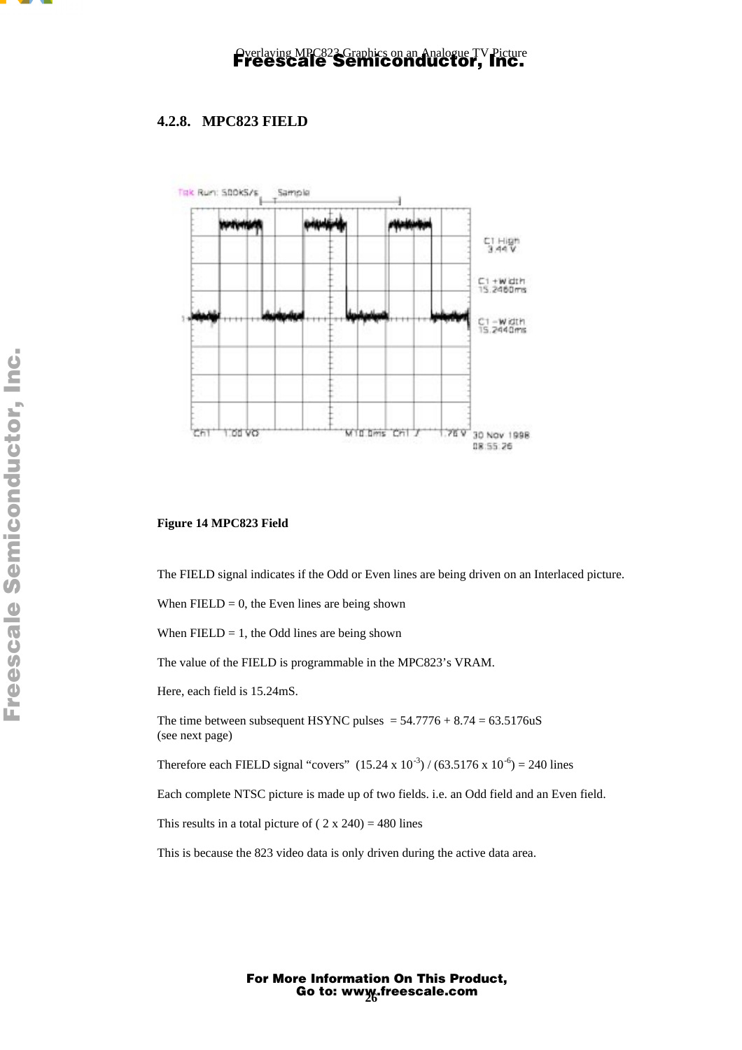### 4.2.8. MPC823 FIELD

**Figure 14 MPC823 Field**

The FIELD signal indicates if the Odd or Even lines are being driven on an Interlaced picture.

When FIELD = 0, the Even lines are being shown

When FIELD = 1, the Odd lines are being shown

The value of the FIELD is programmable in the MPC823's VRAM.

Here, each field is 15.24mS.

The time between subsequent HSYNC pulses = 54.7776 + 8.74 = 63.5176uS
(see next page)

Therefore each FIELD signal "covers" $(15.24 \times 10^{-3}) / (63.5176 \times 10^{-6}) = 240$ lines

Each complete NTSC picture is made up of two fields. i.e. an Odd field and an Even field.

This results in a total picture of ( 2 x 240) = 480 lines

This is because the 823 video data is only driven during the active data area.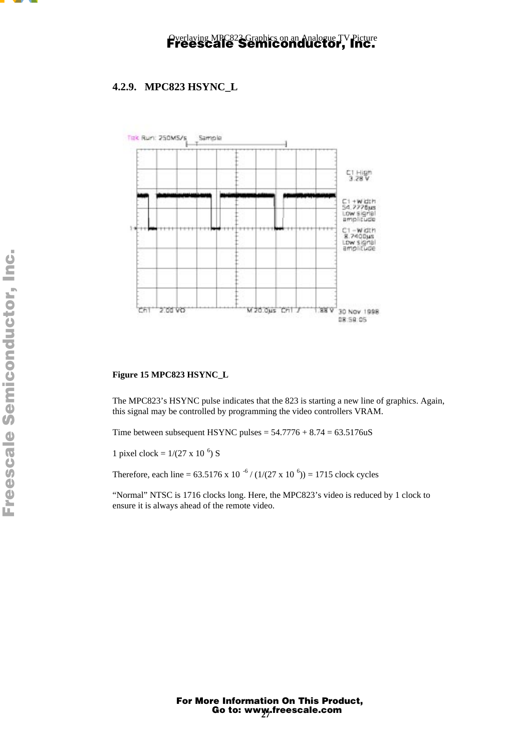### 4.2.9. MPC823 HSYNC_L

**Figure 15 MPC823 HSYNC_L**

The MPC823's HSYNC pulse indicates that the 823 is starting a new line of graphics. Again, this signal may be controlled by programming the video controllers VRAM.

Time between subsequent HSYNC pulses = 54.7776 + 8.74 = 63.5176uS

1 pixel clock = $1/(27 \times 10^{6})$ S

Therefore, each line = $63.5176 \times 10^{-6} / (1/(27 \times 10^{6}))$ = 1715 clock cycles

"Normal" NTSC is 1716 clocks long. Here, the MPC823's video is reduced by 1 clock to ensure it is always ahead of the remote video.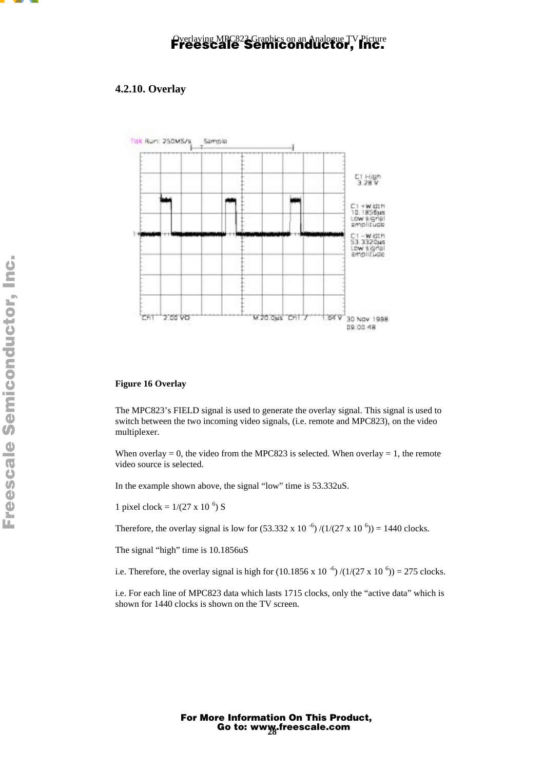### 4.2.10. Overlay

**Figure 16 Overlay**

The MPC823's FIELD signal is used to generate the overlay signal. This signal is used to switch between the two incoming video signals, (i.e. remote and MPC823), on the video multiplexer.

When overlay = 0, the video from the MPC823 is selected. When overlay = 1, the remote video source is selected.

In the example shown above, the signal "low" time is 53.332uS.

1 pixel clock = $1/(27 \times 10^{6})$ S

Therefore, the overlay signal is low for $(53.332 \times 10^{-6}) / (1/(27 \times 10^{6})) = 1440$ clocks.

The signal "high" time is 10.1856uS

i.e. Therefore, the overlay signal is high for $(10.1856 \times 10^{-6}) / (1/(27 \times 10^{6})) = 275$ clocks.

i.e. For each line of MPC823 data which lasts 1715 clocks, only the "active data" which is shown for 1440 clocks is shown on the TV screen.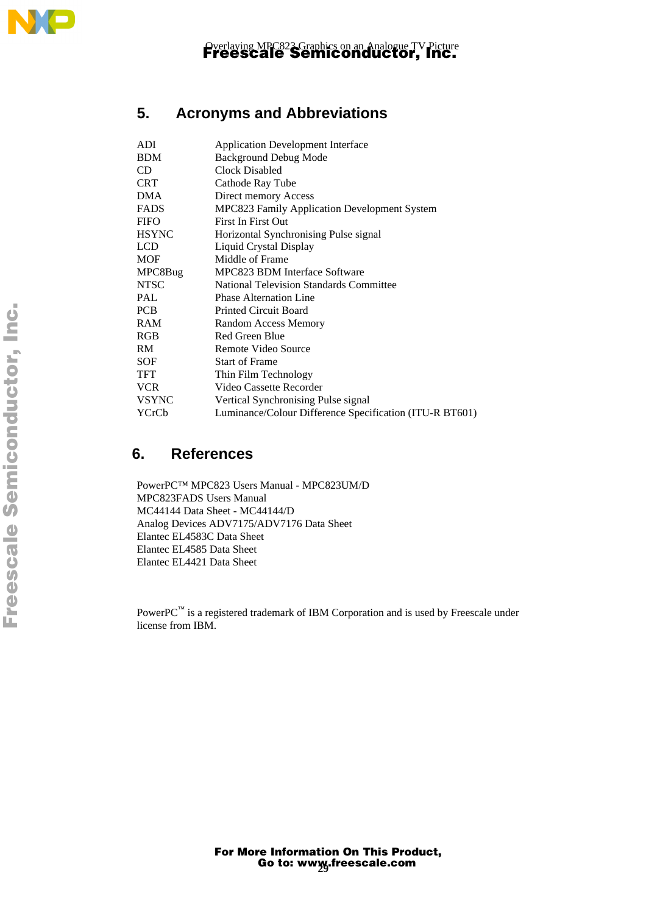## 5. Acronyms and Abbreviations

| | |
|---|---|
| ADI | Application Development Interface |
| BDM | Background Debug Mode |
| CD | Clock Disabled |
| CRT | Cathode Ray Tube |
| DMA | Direct memory Access |
| FADS | MPC823 Family Application Development System |
| FIFO | First In First Out |
| HSYNC | Horizontal Synchronising Pulse signal |
| LCD | Liquid Crystal Display |
| MOF | Middle of Frame |
| MPC8Bug | MPC823 BDM Interface Software |
| NTSC | National Television Standards Committee |
| PAL | Phase Alternation Line |
| PCB | Printed Circuit Board |
| RAM | Random Access Memory |
| RGB | Red Green Blue |
| RM | Remote Video Source |
| SOF | Start of Frame |
| TFT | Thin Film Technology |
| VCR | Video Cassette Recorder |
| VSYNC | Vertical Synchronising Pulse signal |
| YCrCb | Luminance/Colour Difference Specification (ITU-R BT601) |

## 6. References

PowerPC™ MPC823 Users Manual - MPC823UM/D
MPC823FADS Users Manual
MC44144 Data Sheet - MC44144/D
Analog Devices ADV7175/ADV7176 Data Sheet
Elantec EL4583C Data Sheet
Elantec EL4585 Data Sheet
Elantec EL4421 Data Sheet

PowerPC™ is a registered trademark of IBM Corporation and is used by Freescale under license from IBM.